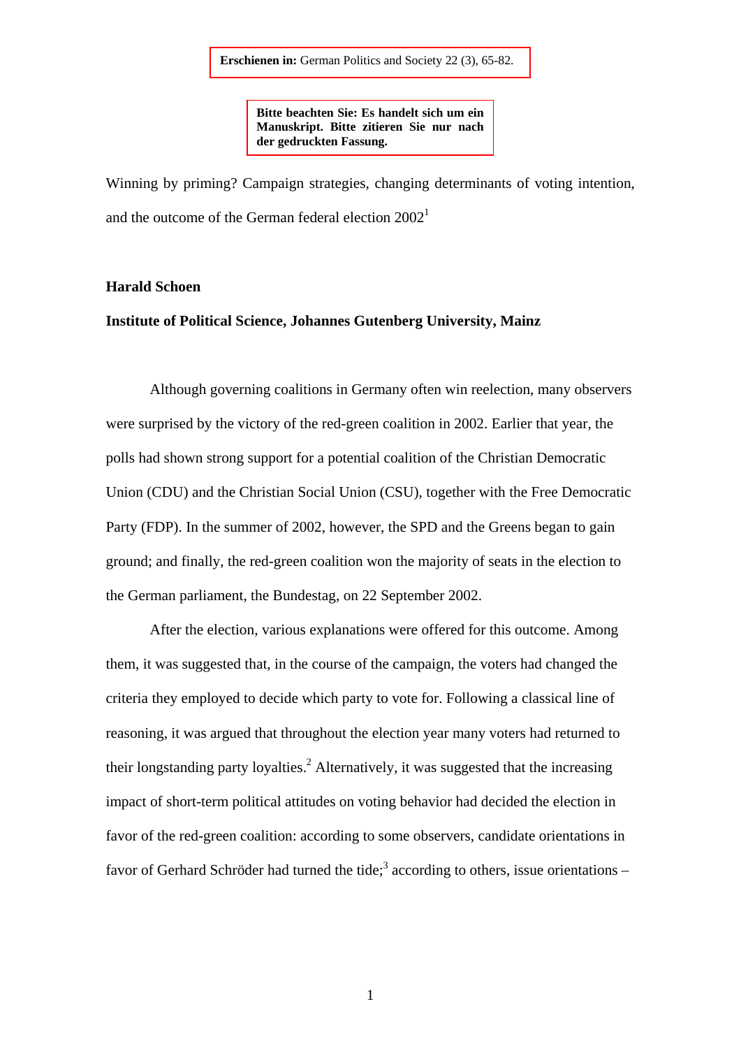**Erschienen in:** German Politics and Society 22 (3), 65-82.

**Bitte beachten Sie: Es handelt sich um ein Manuskript. Bitte zitieren Sie nur nach der gedruckten Fassung.**

# Winning by priming? Campaign strategies, changing determinants of voting intention, and the outcome of the German federal election 2002[1]

**Harald Schoen**

**Institute of Political Science, Johannes Gutenberg University, Mainz**

Although governing coalitions in Germany often win reelection, many observers were surprised by the victory of the red-green coalition in 2002. Earlier that year, the polls had shown strong support for a potential coalition of the Christian Democratic Union (CDU) and the Christian Social Union (CSU), together with the Free Democratic Party (FDP). In the summer of 2002, however, the SPD and the Greens began to gain ground; and finally, the red-green coalition won the majority of seats in the election to the German parliament, the Bundestag, on 22 September 2002.

After the election, various explanations were offered for this outcome. Among them, it was suggested that, in the course of the campaign, the voters had changed the criteria they employed to decide which party to vote for. Following a classical line of reasoning, it was argued that throughout the election year many voters had returned to their longstanding party loyalties.[2] Alternatively, it was suggested that the increasing impact of short-term political attitudes on voting behavior had decided the election in favor of the red-green coalition: according to some observers, candidate orientations in favor of Gerhard Schröder had turned the tide;[3] according to others, issue orientations –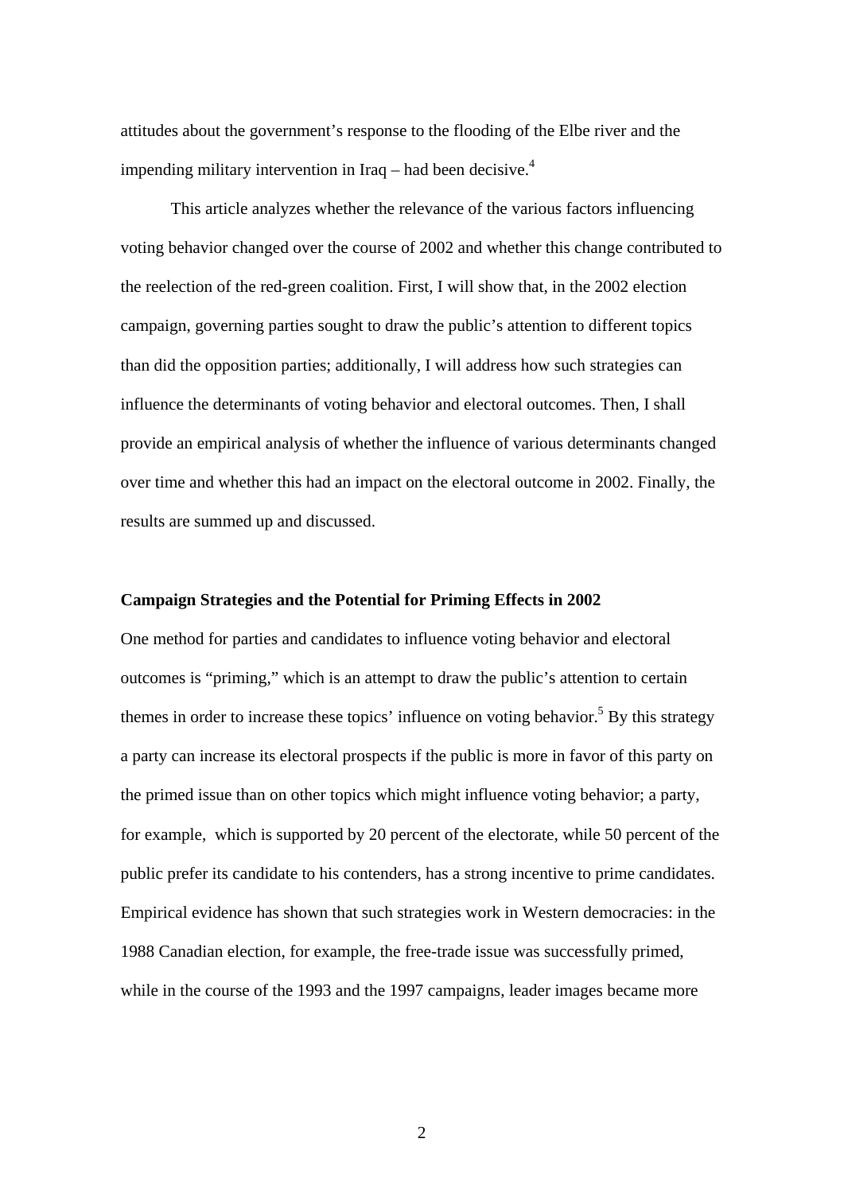attitudes about the government's response to the flooding of the Elbe river and the impending military intervention in Iraq – had been decisive.[4]

This article analyzes whether the relevance of the various factors influencing voting behavior changed over the course of 2002 and whether this change contributed to the reelection of the red-green coalition. First, I will show that, in the 2002 election campaign, governing parties sought to draw the public's attention to different topics than did the opposition parties; additionally, I will address how such strategies can influence the determinants of voting behavior and electoral outcomes. Then, I shall provide an empirical analysis of whether the influence of various determinants changed over time and whether this had an impact on the electoral outcome in 2002. Finally, the results are summed up and discussed.

**Campaign Strategies and the Potential for Priming Effects in 2002**

One method for parties and candidates to influence voting behavior and electoral outcomes is "priming," which is an attempt to draw the public's attention to certain themes in order to increase these topics' influence on voting behavior.[5] By this strategy a party can increase its electoral prospects if the public is more in favor of this party on the primed issue than on other topics which might influence voting behavior; a party, for example, which is supported by 20 percent of the electorate, while 50 percent of the public prefer its candidate to his contenders, has a strong incentive to prime candidates. Empirical evidence has shown that such strategies work in Western democracies: in the 1988 Canadian election, for example, the free-trade issue was successfully primed, while in the course of the 1993 and the 1997 campaigns, leader images became more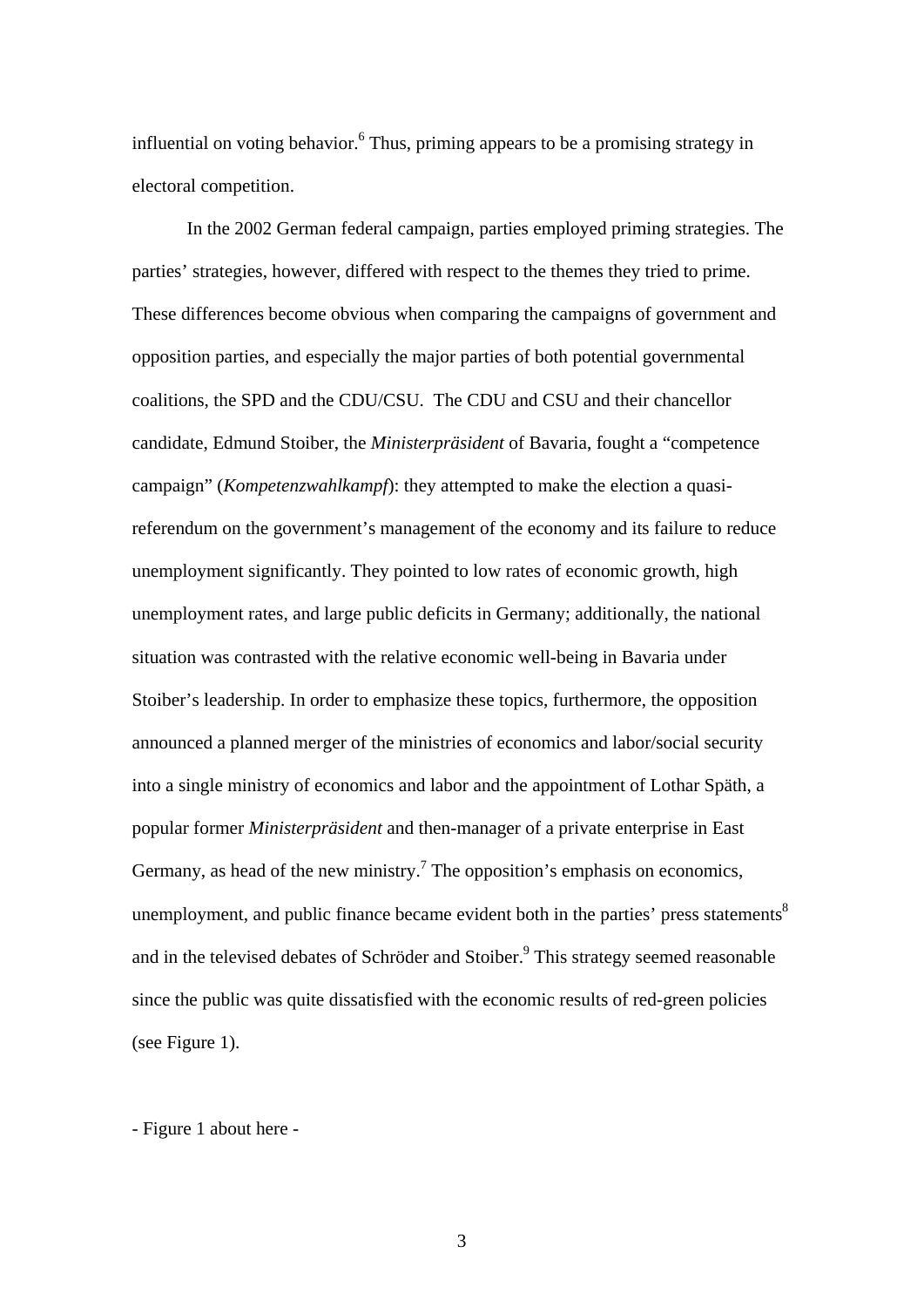influential on voting behavior.[6] Thus, priming appears to be a promising strategy in electoral competition.

In the 2002 German federal campaign, parties employed priming strategies. The parties' strategies, however, differed with respect to the themes they tried to prime. These differences become obvious when comparing the campaigns of government and opposition parties, and especially the major parties of both potential governmental coalitions, the SPD and the CDU/CSU. The CDU and CSU and their chancellor candidate, Edmund Stoiber, the *Ministerpräsident* of Bavaria, fought a "competence campaign" (*Kompetenzwahlkampf*): they attempted to make the election a quasi-referendum on the government's management of the economy and its failure to reduce unemployment significantly. They pointed to low rates of economic growth, high unemployment rates, and large public deficits in Germany; additionally, the national situation was contrasted with the relative economic well-being in Bavaria under Stoiber's leadership. In order to emphasize these topics, furthermore, the opposition announced a planned merger of the ministries of economics and labor/social security into a single ministry of economics and labor and the appointment of Lothar Späth, a popular former *Ministerpräsident* and then-manager of a private enterprise in East Germany, as head of the new ministry.[7] The opposition's emphasis on economics, unemployment, and public finance became evident both in the parties' press statements[8] and in the televised debates of Schröder and Stoiber.[9] This strategy seemed reasonable since the public was quite dissatisfied with the economic results of red-green policies (see Figure 1).

- Figure 1 about here -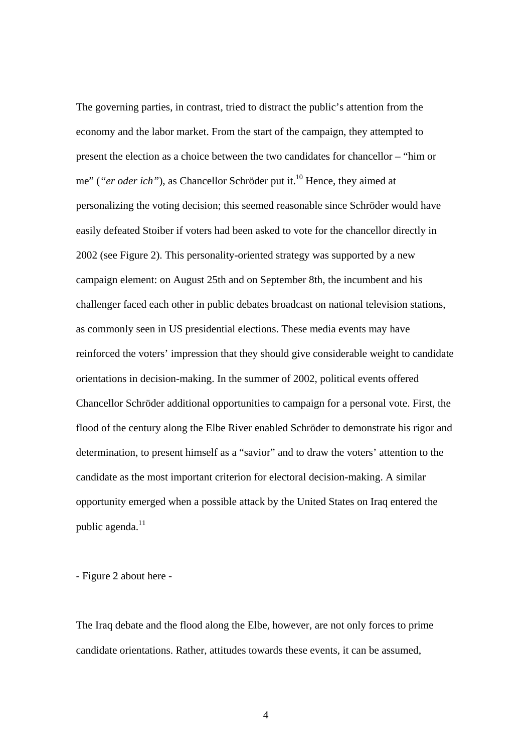The governing parties, in contrast, tried to distract the public's attention from the economy and the labor market. From the start of the campaign, they attempted to present the election as a choice between the two candidates for chancellor – "him or me" (*"er oder ich"*), as Chancellor Schröder put it.[10] Hence, they aimed at personalizing the voting decision; this seemed reasonable since Schröder would have easily defeated Stoiber if voters had been asked to vote for the chancellor directly in 2002 (see Figure 2). This personality-oriented strategy was supported by a new campaign element: on August 25th and on September 8th, the incumbent and his challenger faced each other in public debates broadcast on national television stations, as commonly seen in US presidential elections. These media events may have reinforced the voters' impression that they should give considerable weight to candidate orientations in decision-making. In the summer of 2002, political events offered Chancellor Schröder additional opportunities to campaign for a personal vote. First, the flood of the century along the Elbe River enabled Schröder to demonstrate his rigor and determination, to present himself as a "savior" and to draw the voters' attention to the candidate as the most important criterion for electoral decision-making. A similar opportunity emerged when a possible attack by the United States on Iraq entered the public agenda.[11]

- Figure 2 about here -

The Iraq debate and the flood along the Elbe, however, are not only forces to prime candidate orientations. Rather, attitudes towards these events, it can be assumed,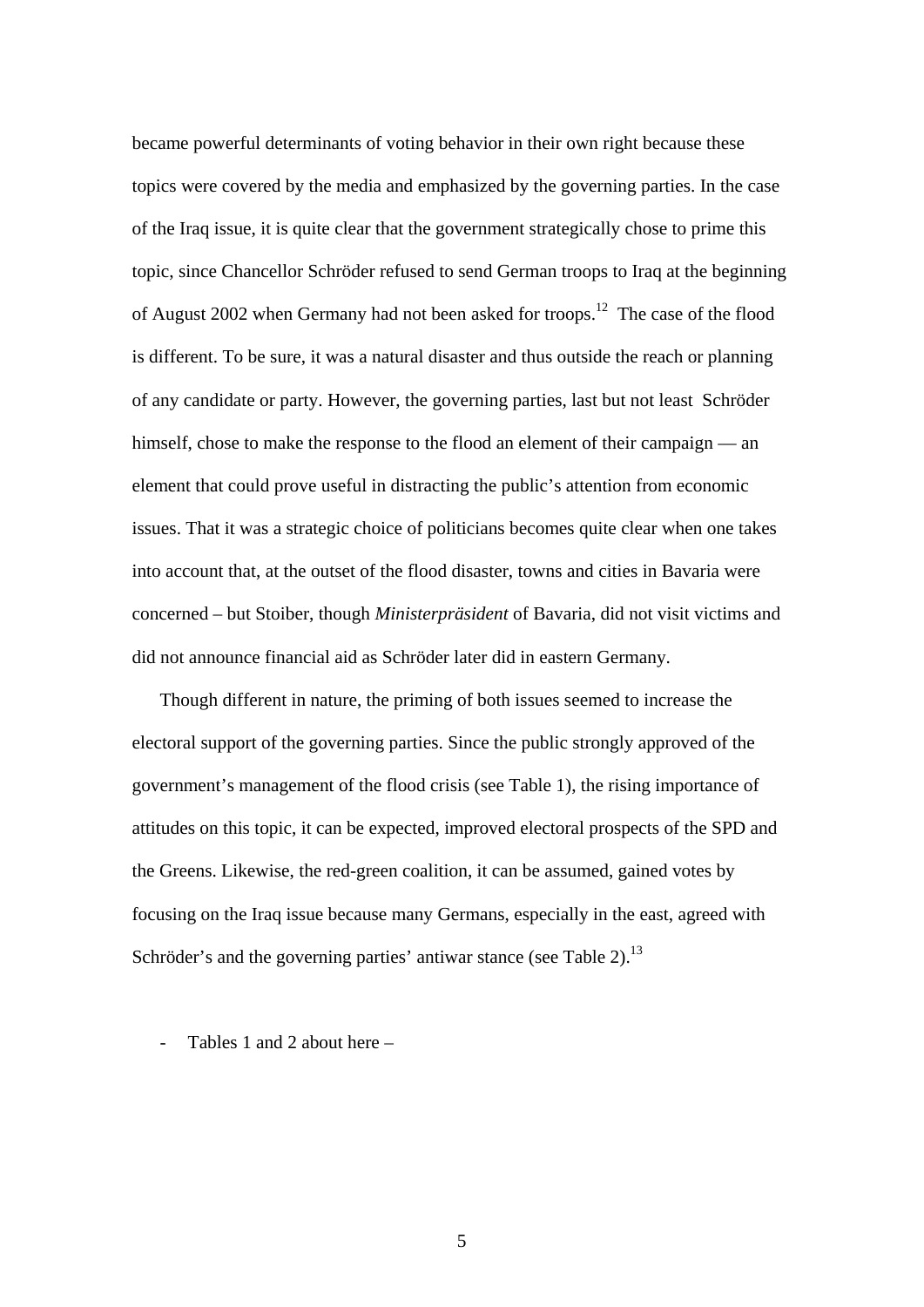became powerful determinants of voting behavior in their own right because these topics were covered by the media and emphasized by the governing parties. In the case of the Iraq issue, it is quite clear that the government strategically chose to prime this topic, since Chancellor Schröder refused to send German troops to Iraq at the beginning of August 2002 when Germany had not been asked for troops.[12] The case of the flood is different. To be sure, it was a natural disaster and thus outside the reach or planning of any candidate or party. However, the governing parties, last but not least Schröder himself, chose to make the response to the flood an element of their campaign — an element that could prove useful in distracting the public's attention from economic issues. That it was a strategic choice of politicians becomes quite clear when one takes into account that, at the outset of the flood disaster, towns and cities in Bavaria were concerned – but Stoiber, though *Ministerpräsident* of Bavaria, did not visit victims and did not announce financial aid as Schröder later did in eastern Germany.

Though different in nature, the priming of both issues seemed to increase the electoral support of the governing parties. Since the public strongly approved of the government's management of the flood crisis (see Table 1), the rising importance of attitudes on this topic, it can be expected, improved electoral prospects of the SPD and the Greens. Likewise, the red-green coalition, it can be assumed, gained votes by focusing on the Iraq issue because many Germans, especially in the east, agreed with Schröder's and the governing parties' antiwar stance (see Table 2).[13]

- Tables 1 and 2 about here –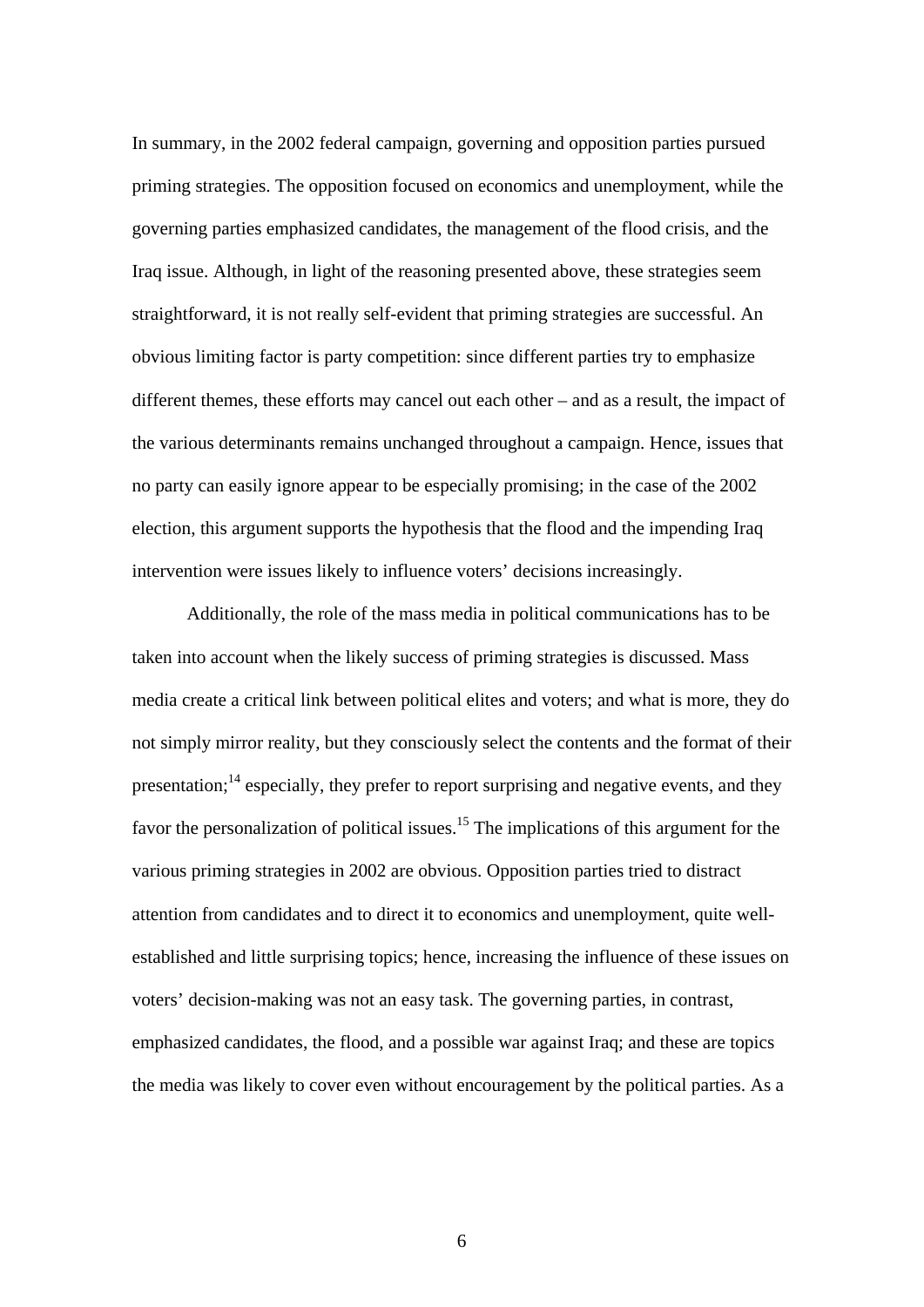In summary, in the 2002 federal campaign, governing and opposition parties pursued priming strategies. The opposition focused on economics and unemployment, while the governing parties emphasized candidates, the management of the flood crisis, and the Iraq issue. Although, in light of the reasoning presented above, these strategies seem straightforward, it is not really self-evident that priming strategies are successful. An obvious limiting factor is party competition: since different parties try to emphasize different themes, these efforts may cancel out each other – and as a result, the impact of the various determinants remains unchanged throughout a campaign. Hence, issues that no party can easily ignore appear to be especially promising; in the case of the 2002 election, this argument supports the hypothesis that the flood and the impending Iraq intervention were issues likely to influence voters' decisions increasingly.

Additionally, the role of the mass media in political communications has to be taken into account when the likely success of priming strategies is discussed. Mass media create a critical link between political elites and voters; and what is more, they do not simply mirror reality, but they consciously select the contents and the format of their presentation;[14] especially, they prefer to report surprising and negative events, and they favor the personalization of political issues.[15] The implications of this argument for the various priming strategies in 2002 are obvious. Opposition parties tried to distract attention from candidates and to direct it to economics and unemployment, quite well-established and little surprising topics; hence, increasing the influence of these issues on voters' decision-making was not an easy task. The governing parties, in contrast, emphasized candidates, the flood, and a possible war against Iraq; and these are topics the media was likely to cover even without encouragement by the political parties. As a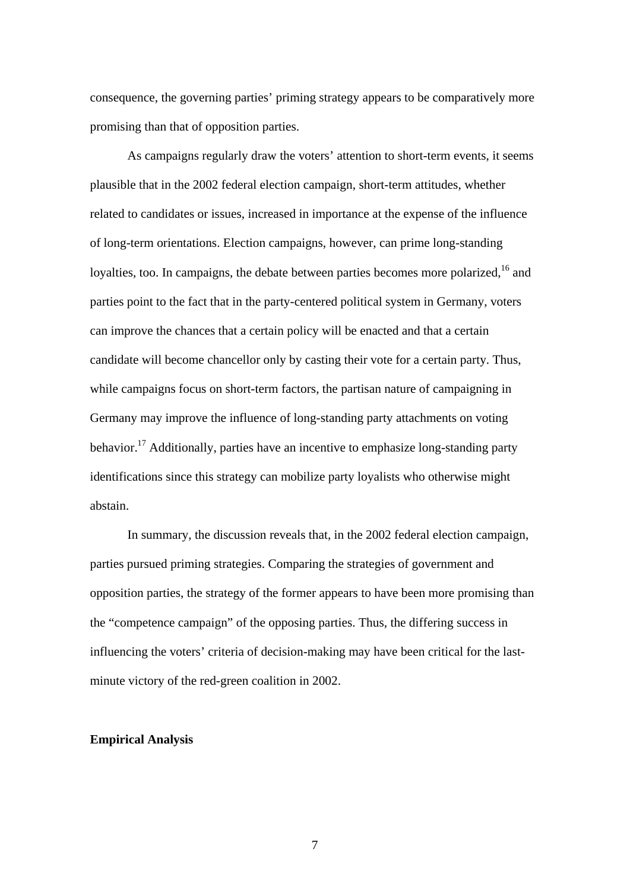consequence, the governing parties' priming strategy appears to be comparatively more promising than that of opposition parties.

As campaigns regularly draw the voters' attention to short-term events, it seems plausible that in the 2002 federal election campaign, short-term attitudes, whether related to candidates or issues, increased in importance at the expense of the influence of long-term orientations. Election campaigns, however, can prime long-standing loyalties, too. In campaigns, the debate between parties becomes more polarized,[16] and parties point to the fact that in the party-centered political system in Germany, voters can improve the chances that a certain policy will be enacted and that a certain candidate will become chancellor only by casting their vote for a certain party. Thus, while campaigns focus on short-term factors, the partisan nature of campaigning in Germany may improve the influence of long-standing party attachments on voting behavior.[17] Additionally, parties have an incentive to emphasize long-standing party identifications since this strategy can mobilize party loyalists who otherwise might abstain.

In summary, the discussion reveals that, in the 2002 federal election campaign, parties pursued priming strategies. Comparing the strategies of government and opposition parties, the strategy of the former appears to have been more promising than the "competence campaign" of the opposing parties. Thus, the differing success in influencing the voters' criteria of decision-making may have been critical for the last-minute victory of the red-green coalition in 2002.

**Empirical Analysis**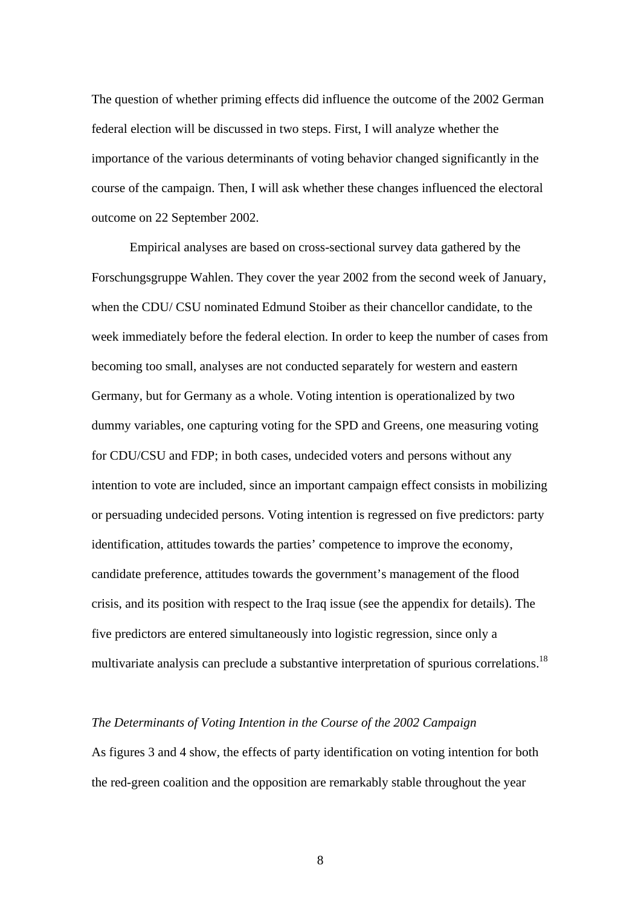The question of whether priming effects did influence the outcome of the 2002 German federal election will be discussed in two steps. First, I will analyze whether the importance of the various determinants of voting behavior changed significantly in the course of the campaign. Then, I will ask whether these changes influenced the electoral outcome on 22 September 2002.

Empirical analyses are based on cross-sectional survey data gathered by the Forschungsgruppe Wahlen. They cover the year 2002 from the second week of January, when the CDU/ CSU nominated Edmund Stoiber as their chancellor candidate, to the week immediately before the federal election. In order to keep the number of cases from becoming too small, analyses are not conducted separately for western and eastern Germany, but for Germany as a whole. Voting intention is operationalized by two dummy variables, one capturing voting for the SPD and Greens, one measuring voting for CDU/CSU and FDP; in both cases, undecided voters and persons without any intention to vote are included, since an important campaign effect consists in mobilizing or persuading undecided persons. Voting intention is regressed on five predictors: party identification, attitudes towards the parties' competence to improve the economy, candidate preference, attitudes towards the government's management of the flood crisis, and its position with respect to the Iraq issue (see the appendix for details). The five predictors are entered simultaneously into logistic regression, since only a multivariate analysis can preclude a substantive interpretation of spurious correlations.[18]

*The Determinants of Voting Intention in the Course of the 2002 Campaign*

As figures 3 and 4 show, the effects of party identification on voting intention for both the red-green coalition and the opposition are remarkably stable throughout the year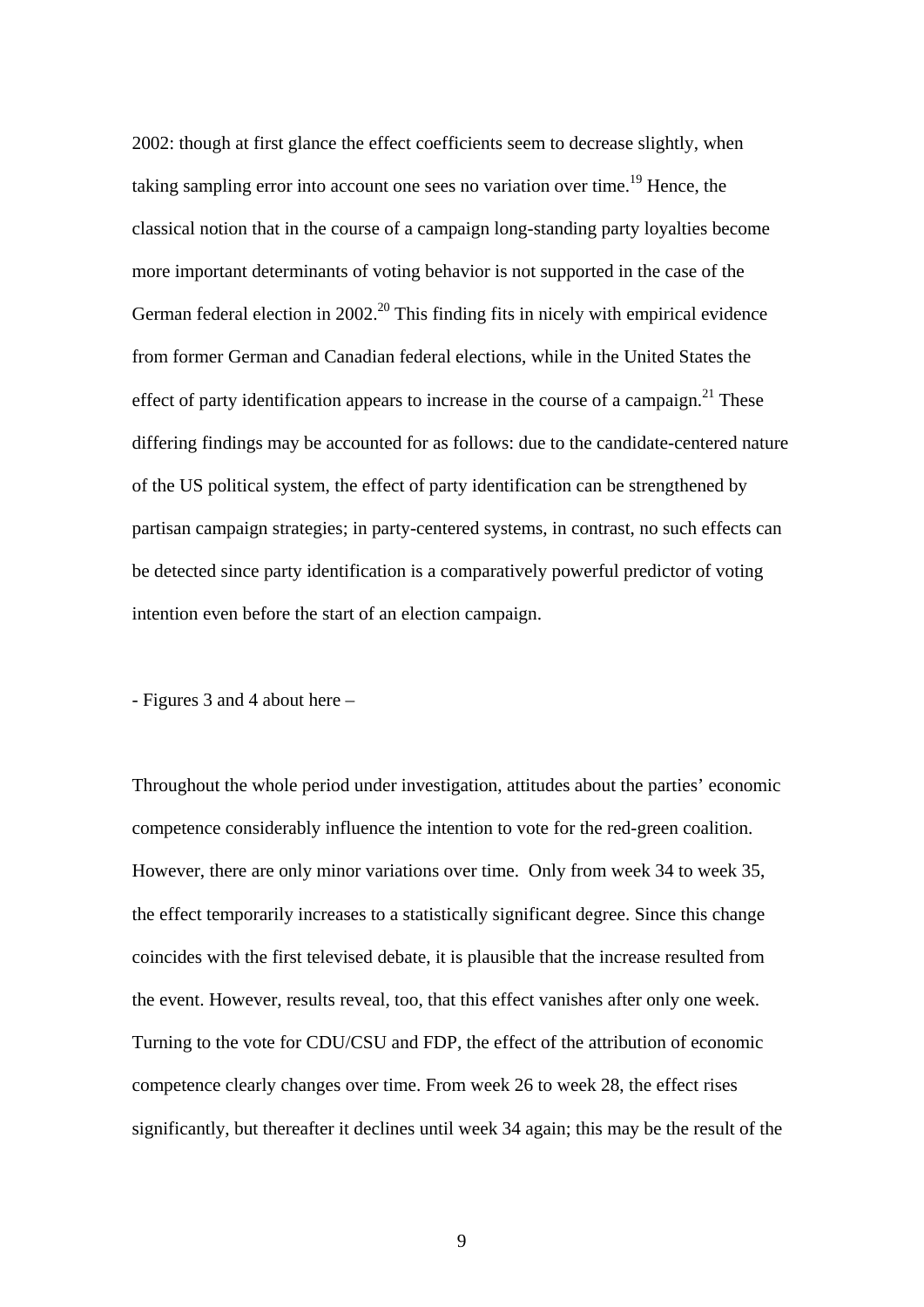2002: though at first glance the effect coefficients seem to decrease slightly, when taking sampling error into account one sees no variation over time.[19] Hence, the classical notion that in the course of a campaign long-standing party loyalties become more important determinants of voting behavior is not supported in the case of the German federal election in 2002.[20] This finding fits in nicely with empirical evidence from former German and Canadian federal elections, while in the United States the effect of party identification appears to increase in the course of a campaign.[21] These differing findings may be accounted for as follows: due to the candidate-centered nature of the US political system, the effect of party identification can be strengthened by partisan campaign strategies; in party-centered systems, in contrast, no such effects can be detected since party identification is a comparatively powerful predictor of voting intention even before the start of an election campaign.

- Figures 3 and 4 about here –

Throughout the whole period under investigation, attitudes about the parties' economic competence considerably influence the intention to vote for the red-green coalition. However, there are only minor variations over time. Only from week 34 to week 35, the effect temporarily increases to a statistically significant degree. Since this change coincides with the first televised debate, it is plausible that the increase resulted from the event. However, results reveal, too, that this effect vanishes after only one week. Turning to the vote for CDU/CSU and FDP, the effect of the attribution of economic competence clearly changes over time. From week 26 to week 28, the effect rises significantly, but thereafter it declines until week 34 again; this may be the result of the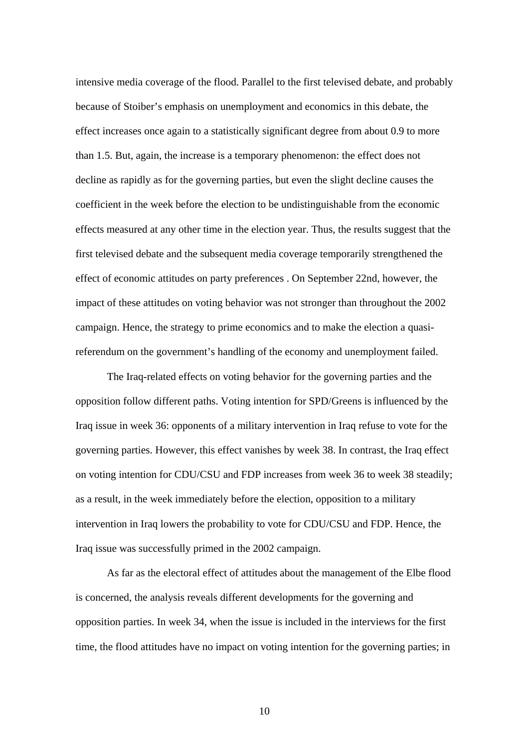intensive media coverage of the flood. Parallel to the first televised debate, and probably because of Stoiber's emphasis on unemployment and economics in this debate, the effect increases once again to a statistically significant degree from about 0.9 to more than 1.5. But, again, the increase is a temporary phenomenon: the effect does not decline as rapidly as for the governing parties, but even the slight decline causes the coefficient in the week before the election to be undistinguishable from the economic effects measured at any other time in the election year. Thus, the results suggest that the first televised debate and the subsequent media coverage temporarily strengthened the effect of economic attitudes on party preferences . On September 22nd, however, the impact of these attitudes on voting behavior was not stronger than throughout the 2002 campaign. Hence, the strategy to prime economics and to make the election a quasi-referendum on the government's handling of the economy and unemployment failed.

The Iraq-related effects on voting behavior for the governing parties and the opposition follow different paths. Voting intention for SPD/Greens is influenced by the Iraq issue in week 36: opponents of a military intervention in Iraq refuse to vote for the governing parties. However, this effect vanishes by week 38. In contrast, the Iraq effect on voting intention for CDU/CSU and FDP increases from week 36 to week 38 steadily; as a result, in the week immediately before the election, opposition to a military intervention in Iraq lowers the probability to vote for CDU/CSU and FDP. Hence, the Iraq issue was successfully primed in the 2002 campaign.

As far as the electoral effect of attitudes about the management of the Elbe flood is concerned, the analysis reveals different developments for the governing and opposition parties. In week 34, when the issue is included in the interviews for the first time, the flood attitudes have no impact on voting intention for the governing parties; in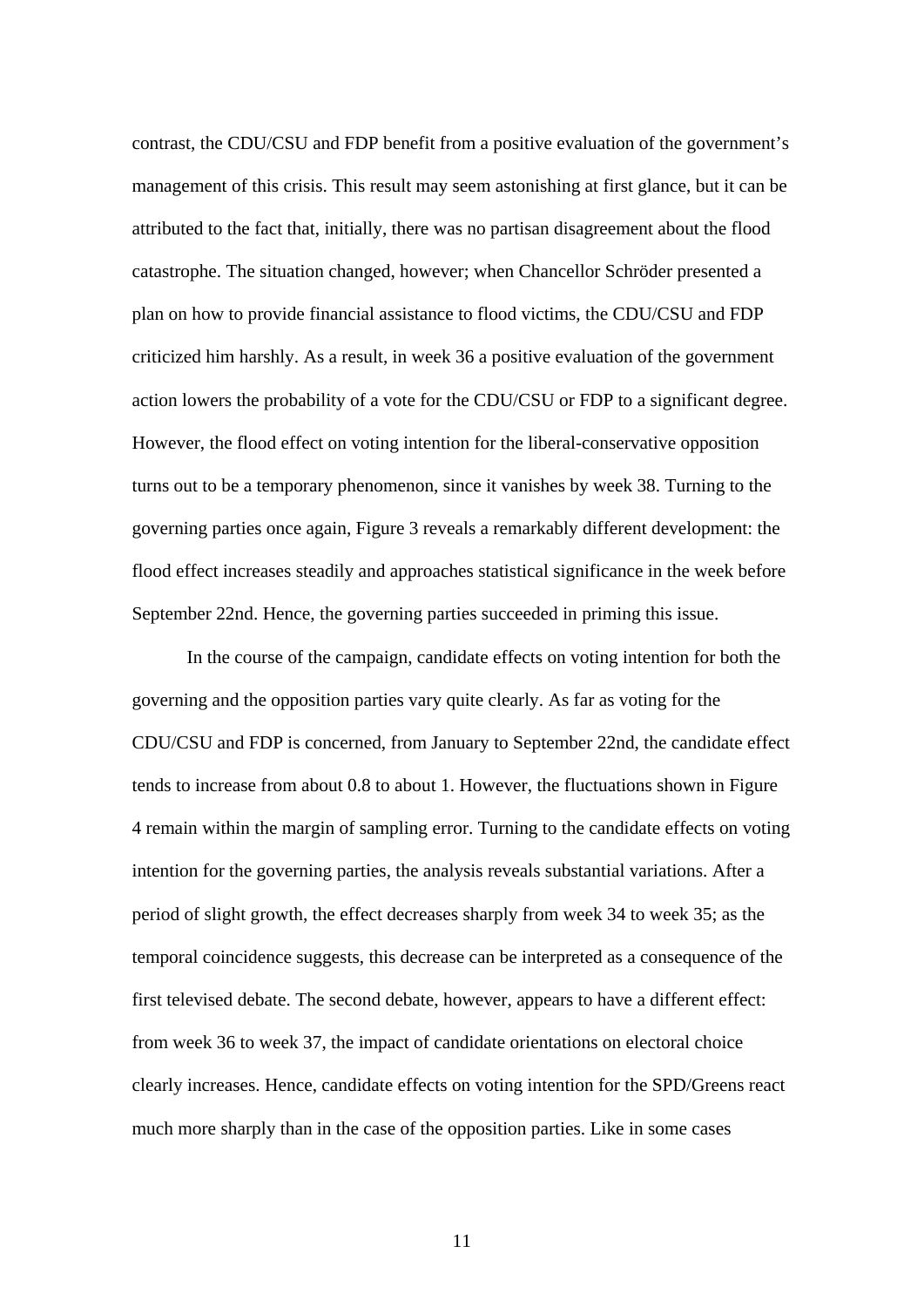contrast, the CDU/CSU and FDP benefit from a positive evaluation of the government's management of this crisis. This result may seem astonishing at first glance, but it can be attributed to the fact that, initially, there was no partisan disagreement about the flood catastrophe. The situation changed, however; when Chancellor Schröder presented a plan on how to provide financial assistance to flood victims, the CDU/CSU and FDP criticized him harshly. As a result, in week 36 a positive evaluation of the government action lowers the probability of a vote for the CDU/CSU or FDP to a significant degree. However, the flood effect on voting intention for the liberal-conservative opposition turns out to be a temporary phenomenon, since it vanishes by week 38. Turning to the governing parties once again, Figure 3 reveals a remarkably different development: the flood effect increases steadily and approaches statistical significance in the week before September 22nd. Hence, the governing parties succeeded in priming this issue.

In the course of the campaign, candidate effects on voting intention for both the governing and the opposition parties vary quite clearly. As far as voting for the CDU/CSU and FDP is concerned, from January to September 22nd, the candidate effect tends to increase from about 0.8 to about 1. However, the fluctuations shown in Figure 4 remain within the margin of sampling error. Turning to the candidate effects on voting intention for the governing parties, the analysis reveals substantial variations. After a period of slight growth, the effect decreases sharply from week 34 to week 35; as the temporal coincidence suggests, this decrease can be interpreted as a consequence of the first televised debate. The second debate, however, appears to have a different effect: from week 36 to week 37, the impact of candidate orientations on electoral choice clearly increases. Hence, candidate effects on voting intention for the SPD/Greens react much more sharply than in the case of the opposition parties. Like in some cases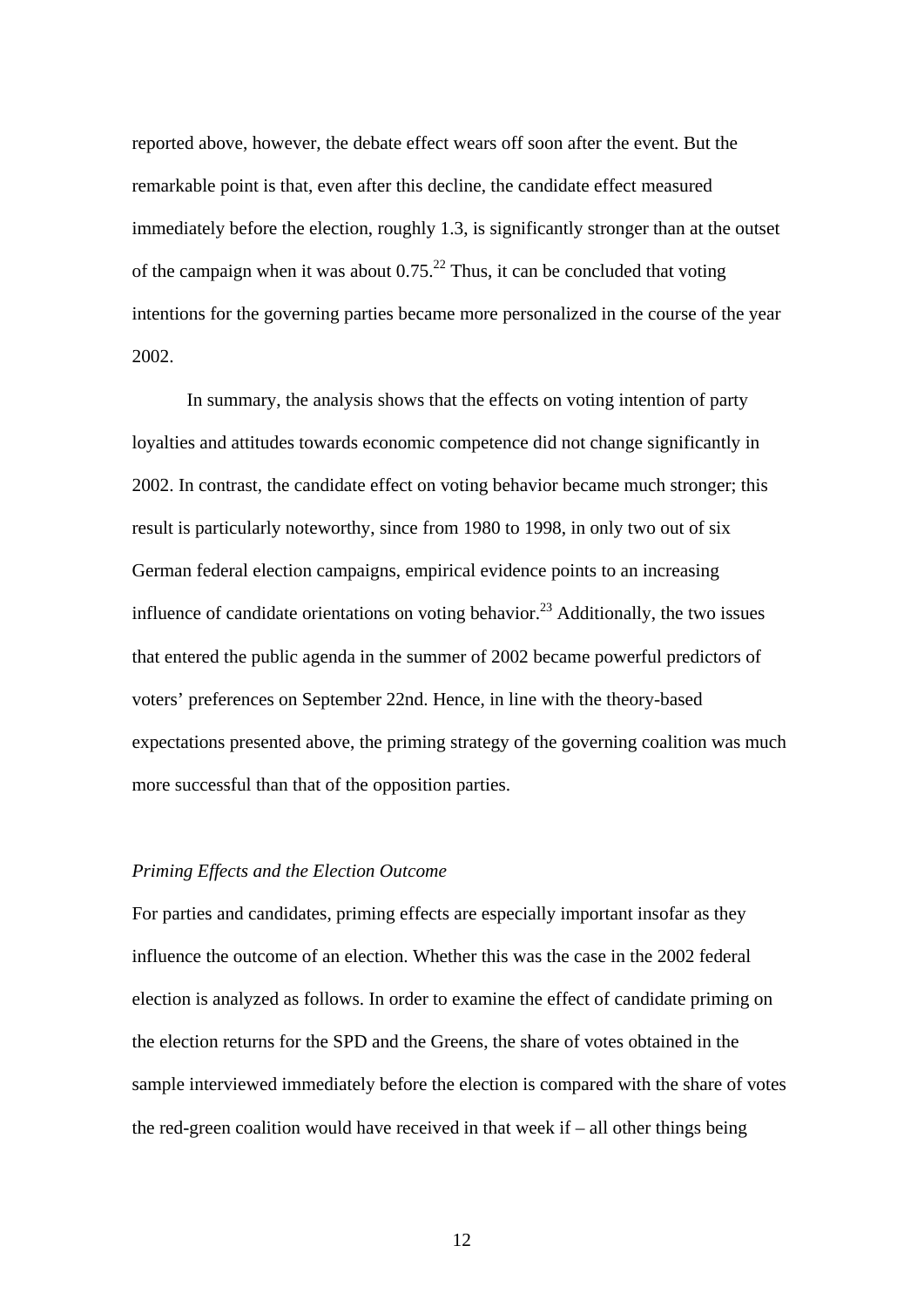reported above, however, the debate effect wears off soon after the event. But the remarkable point is that, even after this decline, the candidate effect measured immediately before the election, roughly 1.3, is significantly stronger than at the outset of the campaign when it was about 0.75.[22] Thus, it can be concluded that voting intentions for the governing parties became more personalized in the course of the year 2002.

In summary, the analysis shows that the effects on voting intention of party loyalties and attitudes towards economic competence did not change significantly in 2002. In contrast, the candidate effect on voting behavior became much stronger; this result is particularly noteworthy, since from 1980 to 1998, in only two out of six German federal election campaigns, empirical evidence points to an increasing influence of candidate orientations on voting behavior.[23] Additionally, the two issues that entered the public agenda in the summer of 2002 became powerful predictors of voters' preferences on September 22nd. Hence, in line with the theory-based expectations presented above, the priming strategy of the governing coalition was much more successful than that of the opposition parties.

*Priming Effects and the Election Outcome*

For parties and candidates, priming effects are especially important insofar as they influence the outcome of an election. Whether this was the case in the 2002 federal election is analyzed as follows. In order to examine the effect of candidate priming on the election returns for the SPD and the Greens, the share of votes obtained in the sample interviewed immediately before the election is compared with the share of votes the red-green coalition would have received in that week if – all other things being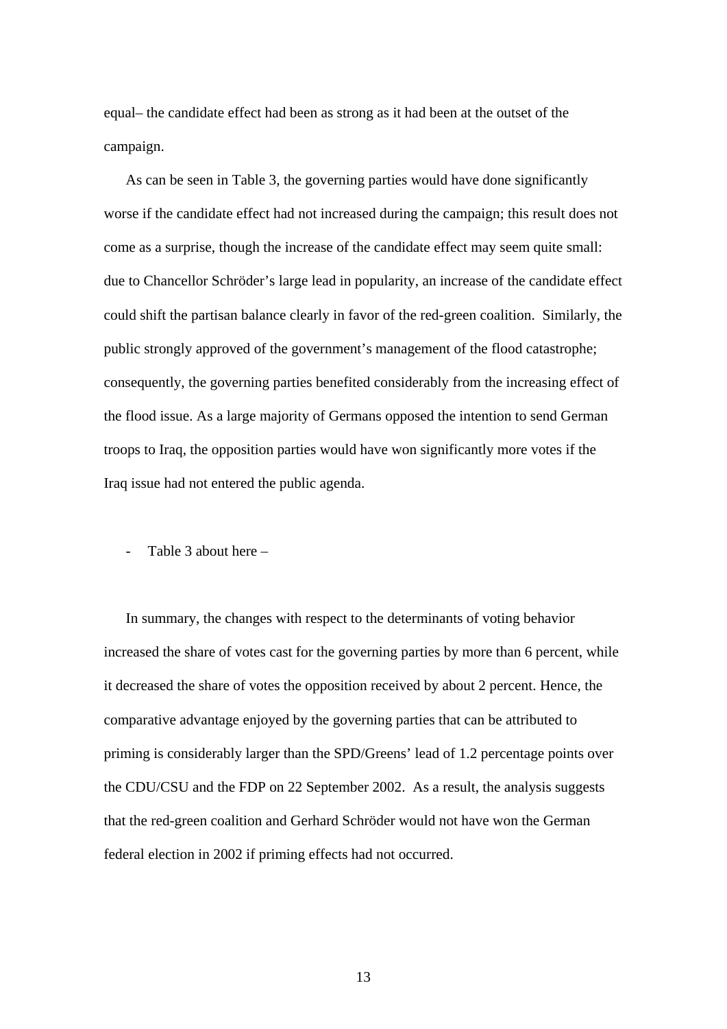equal– the candidate effect had been as strong as it had been at the outset of the campaign.

As can be seen in Table 3, the governing parties would have done significantly worse if the candidate effect had not increased during the campaign; this result does not come as a surprise, though the increase of the candidate effect may seem quite small: due to Chancellor Schröder's large lead in popularity, an increase of the candidate effect could shift the partisan balance clearly in favor of the red-green coalition. Similarly, the public strongly approved of the government's management of the flood catastrophe; consequently, the governing parties benefited considerably from the increasing effect of the flood issue. As a large majority of Germans opposed the intention to send German troops to Iraq, the opposition parties would have won significantly more votes if the Iraq issue had not entered the public agenda.

- Table 3 about here –

In summary, the changes with respect to the determinants of voting behavior increased the share of votes cast for the governing parties by more than 6 percent, while it decreased the share of votes the opposition received by about 2 percent. Hence, the comparative advantage enjoyed by the governing parties that can be attributed to priming is considerably larger than the SPD/Greens' lead of 1.2 percentage points over the CDU/CSU and the FDP on 22 September 2002. As a result, the analysis suggests that the red-green coalition and Gerhard Schröder would not have won the German federal election in 2002 if priming effects had not occurred.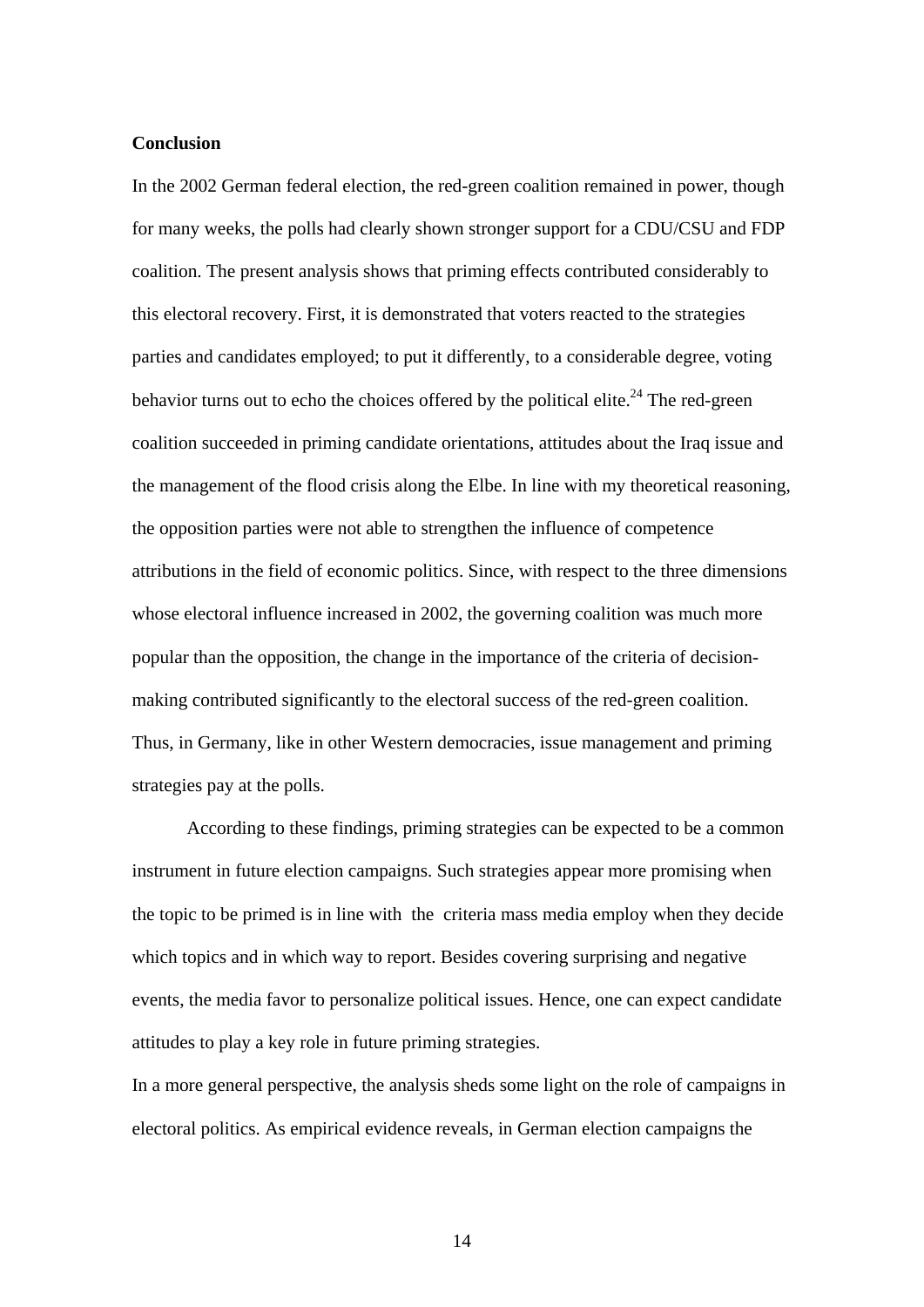## Conclusion

In the 2002 German federal election, the red-green coalition remained in power, though for many weeks, the polls had clearly shown stronger support for a CDU/CSU and FDP coalition. The present analysis shows that priming effects contributed considerably to this electoral recovery. First, it is demonstrated that voters reacted to the strategies parties and candidates employed; to put it differently, to a considerable degree, voting behavior turns out to echo the choices offered by the political elite.[24] The red-green coalition succeeded in priming candidate orientations, attitudes about the Iraq issue and the management of the flood crisis along the Elbe. In line with my theoretical reasoning, the opposition parties were not able to strengthen the influence of competence attributions in the field of economic politics. Since, with respect to the three dimensions whose electoral influence increased in 2002, the governing coalition was much more popular than the opposition, the change in the importance of the criteria of decision-making contributed significantly to the electoral success of the red-green coalition. Thus, in Germany, like in other Western democracies, issue management and priming strategies pay at the polls.

According to these findings, priming strategies can be expected to be a common instrument in future election campaigns. Such strategies appear more promising when the topic to be primed is in line with the criteria mass media employ when they decide which topics and in which way to report. Besides covering surprising and negative events, the media favor to personalize political issues. Hence, one can expect candidate attitudes to play a key role in future priming strategies.

In a more general perspective, the analysis sheds some light on the role of campaigns in electoral politics. As empirical evidence reveals, in German election campaigns the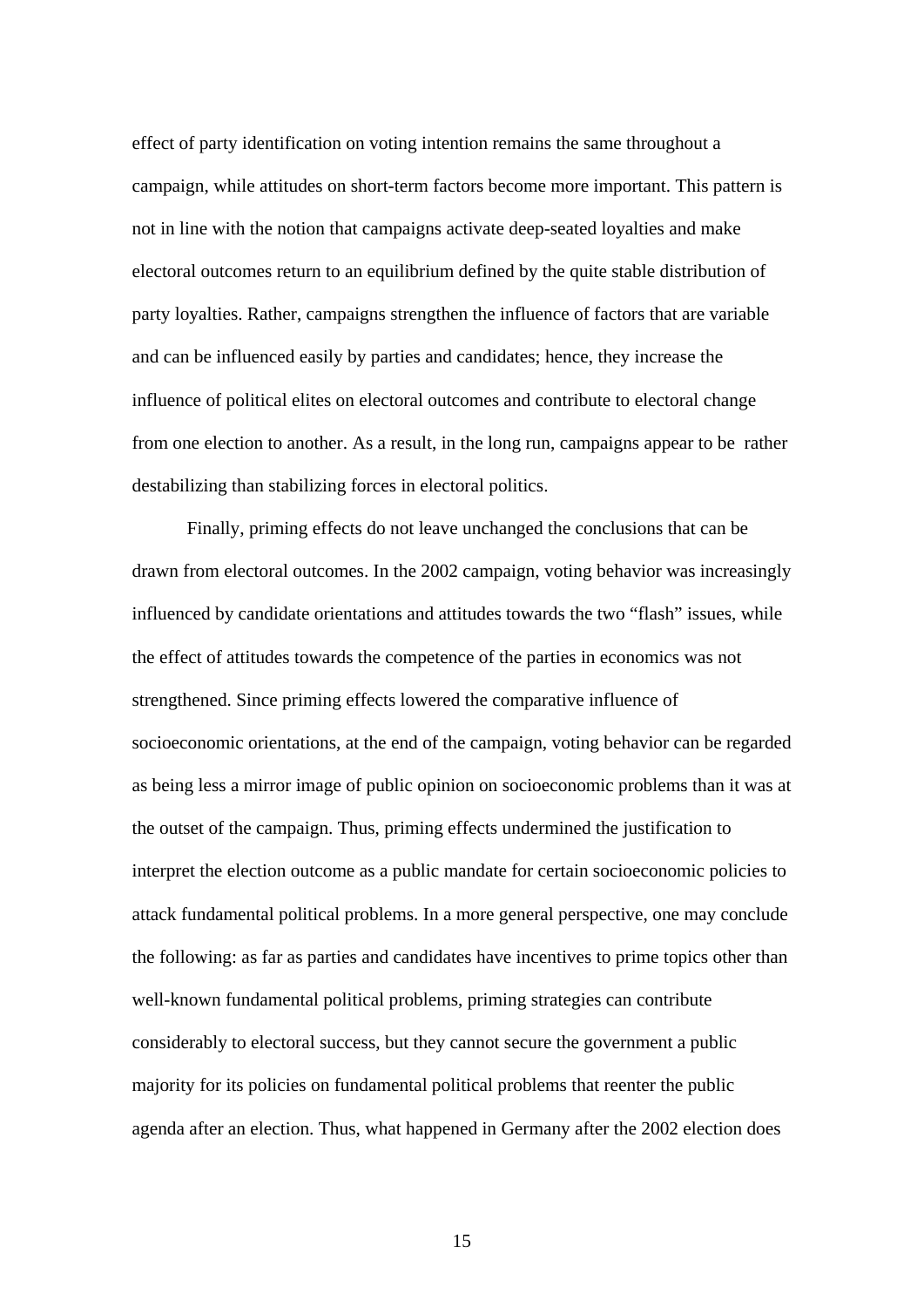effect of party identification on voting intention remains the same throughout a campaign, while attitudes on short-term factors become more important. This pattern is not in line with the notion that campaigns activate deep-seated loyalties and make electoral outcomes return to an equilibrium defined by the quite stable distribution of party loyalties. Rather, campaigns strengthen the influence of factors that are variable and can be influenced easily by parties and candidates; hence, they increase the influence of political elites on electoral outcomes and contribute to electoral change from one election to another. As a result, in the long run, campaigns appear to be rather destabilizing than stabilizing forces in electoral politics.

Finally, priming effects do not leave unchanged the conclusions that can be drawn from electoral outcomes. In the 2002 campaign, voting behavior was increasingly influenced by candidate orientations and attitudes towards the two "flash" issues, while the effect of attitudes towards the competence of the parties in economics was not strengthened. Since priming effects lowered the comparative influence of socioeconomic orientations, at the end of the campaign, voting behavior can be regarded as being less a mirror image of public opinion on socioeconomic problems than it was at the outset of the campaign. Thus, priming effects undermined the justification to interpret the election outcome as a public mandate for certain socioeconomic policies to attack fundamental political problems. In a more general perspective, one may conclude the following: as far as parties and candidates have incentives to prime topics other than well-known fundamental political problems, priming strategies can contribute considerably to electoral success, but they cannot secure the government a public majority for its policies on fundamental political problems that reenter the public agenda after an election. Thus, what happened in Germany after the 2002 election does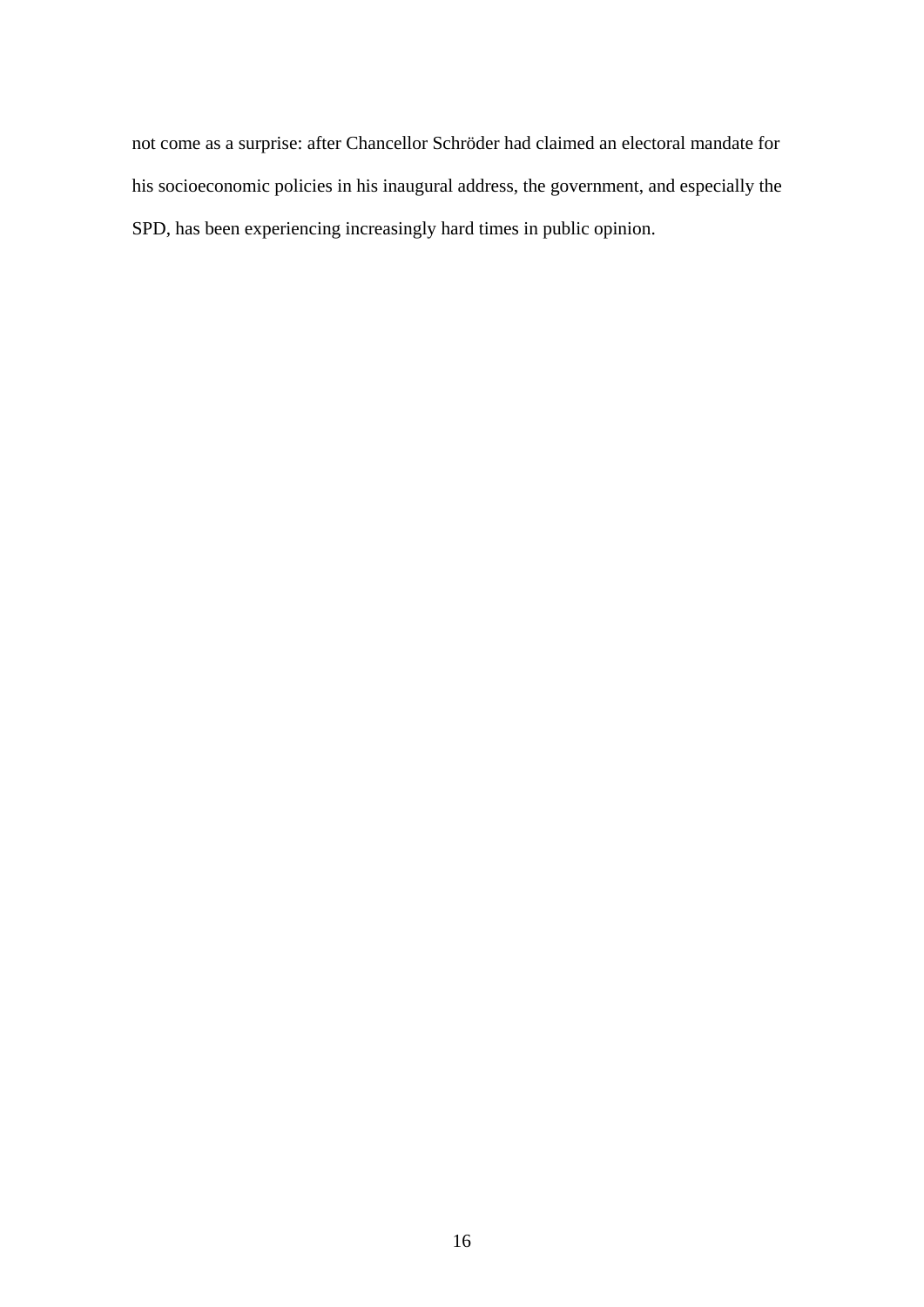not come as a surprise: after Chancellor Schröder had claimed an electoral mandate for his socioeconomic policies in his inaugural address, the government, and especially the SPD, has been experiencing increasingly hard times in public opinion.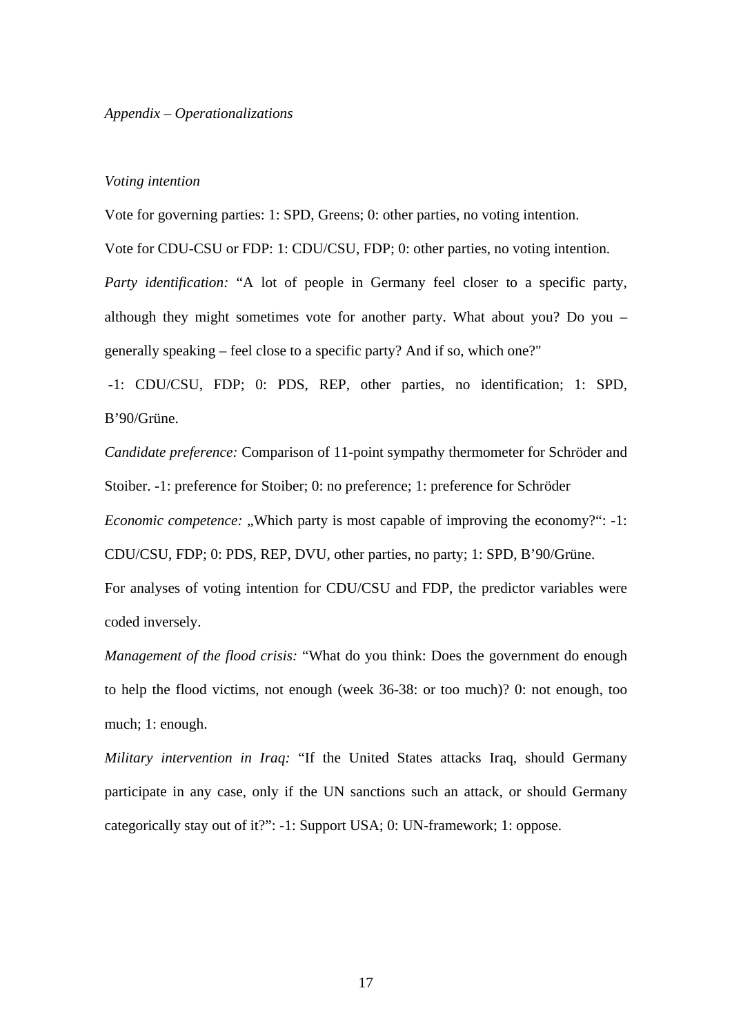*Appendix – Operationalizations*

*Voting intention*

Vote for governing parties: 1: SPD, Greens; 0: other parties, no voting intention.

Vote for CDU-CSU or FDP: 1: CDU/CSU, FDP; 0: other parties, no voting intention.

*Party identification:* "A lot of people in Germany feel closer to a specific party, although they might sometimes vote for another party. What about you? Do you – generally speaking – feel close to a specific party? And if so, which one?"

-1: CDU/CSU, FDP; 0: PDS, REP, other parties, no identification; 1: SPD, B'90/Grüne.

*Candidate preference:* Comparison of 11-point sympathy thermometer for Schröder and Stoiber. -1: preference for Stoiber; 0: no preference; 1: preference for Schröder

*Economic competence:* „Which party is most capable of improving the economy?": -1: CDU/CSU, FDP; 0: PDS, REP, DVU, other parties, no party; 1: SPD, B'90/Grüne.

For analyses of voting intention for CDU/CSU and FDP, the predictor variables were coded inversely.

*Management of the flood crisis:* "What do you think: Does the government do enough to help the flood victims, not enough (week 36-38: or too much)? 0: not enough, too much; 1: enough.

*Military intervention in Iraq:* "If the United States attacks Iraq, should Germany participate in any case, only if the UN sanctions such an attack, or should Germany categorically stay out of it?": -1: Support USA; 0: UN-framework; 1: oppose.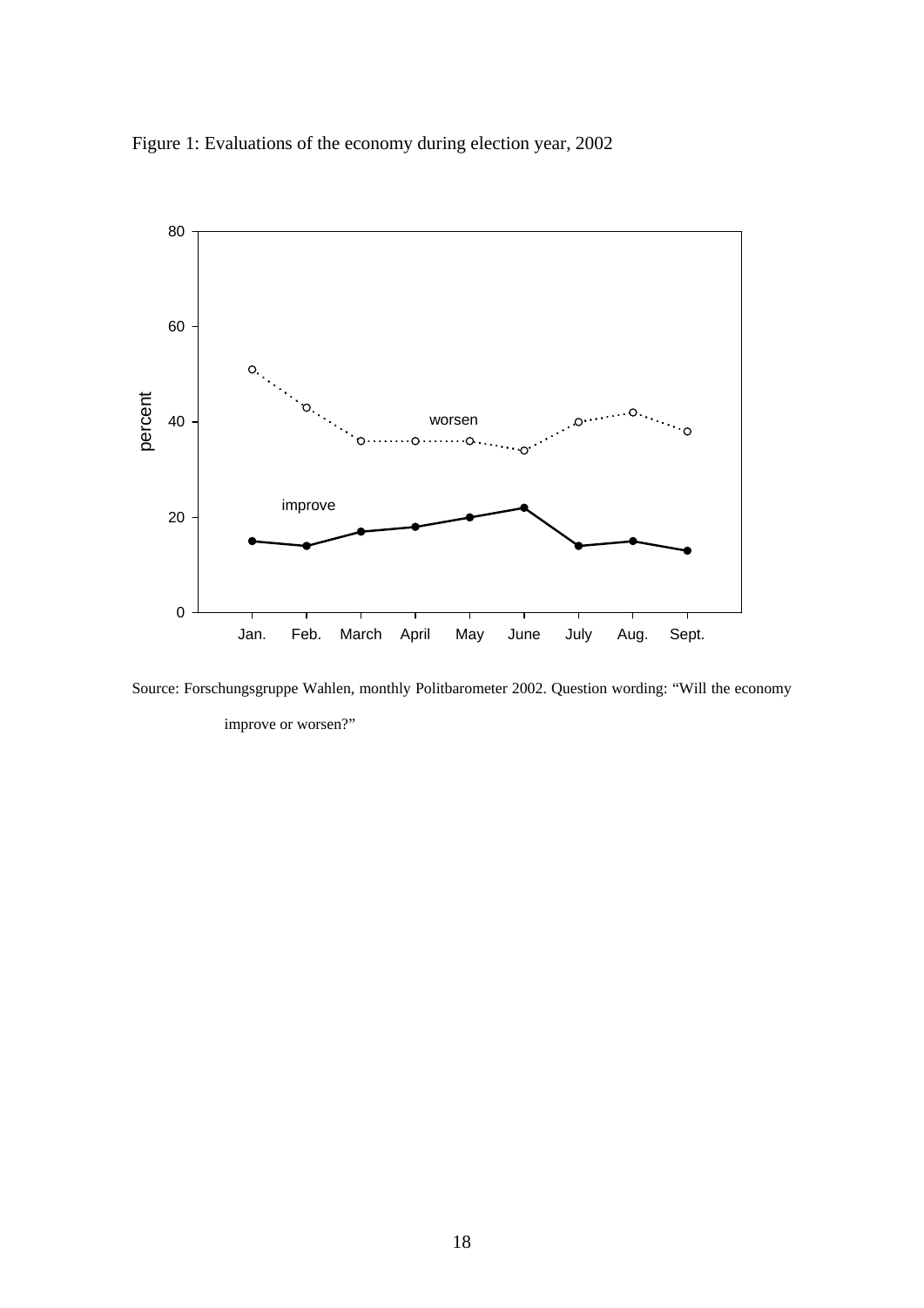Figure 1: Evaluations of the economy during election year, 2002

Source: Forschungsgruppe Wahlen, monthly Politbarometer 2002. Question wording: “Will the economy improve or worsen?”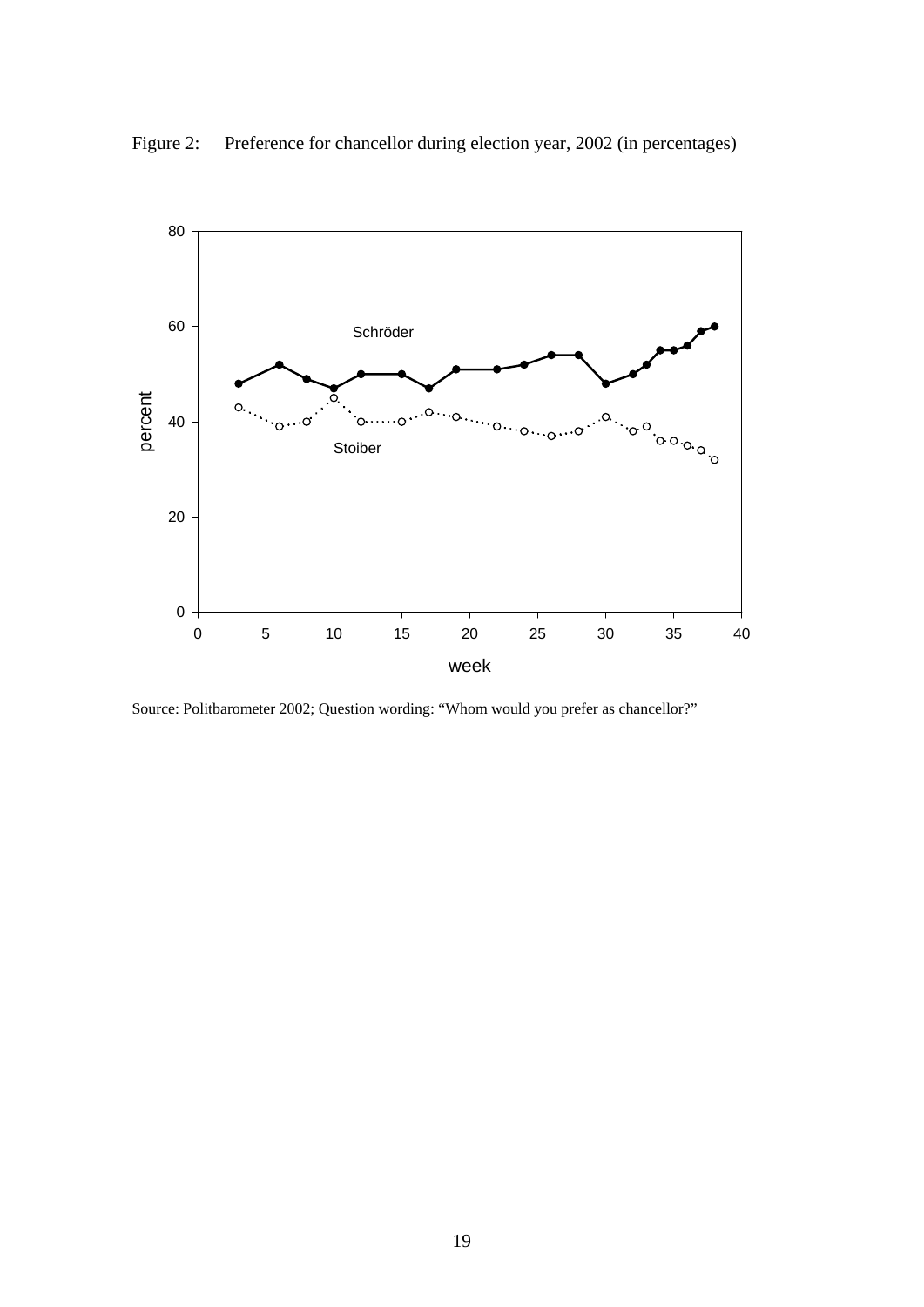Figure 2: Preference for chancellor during election year, 2002 (in percentages)

Source: Politbarometer 2002; Question wording: "Whom would you prefer as chancellor?"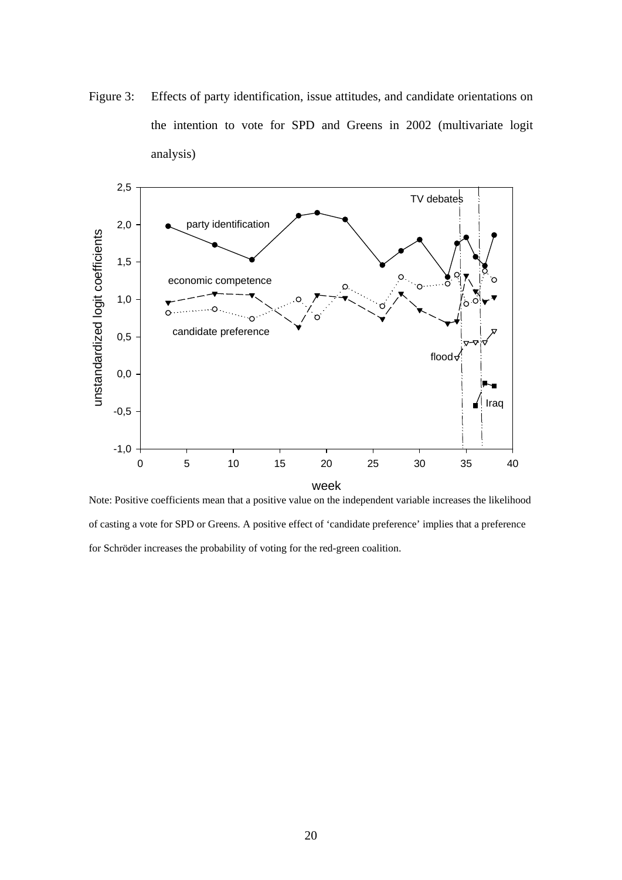Figure 3: Effects of party identification, issue attitudes, and candidate orientations on the intention to vote for SPD and Greens in 2002 (multivariate logit analysis)

Note: Positive coefficients mean that a positive value on the independent variable increases the likelihood of casting a vote for SPD or Greens. A positive effect of 'candidate preference' implies that a preference for Schröder increases the probability of voting for the red-green coalition.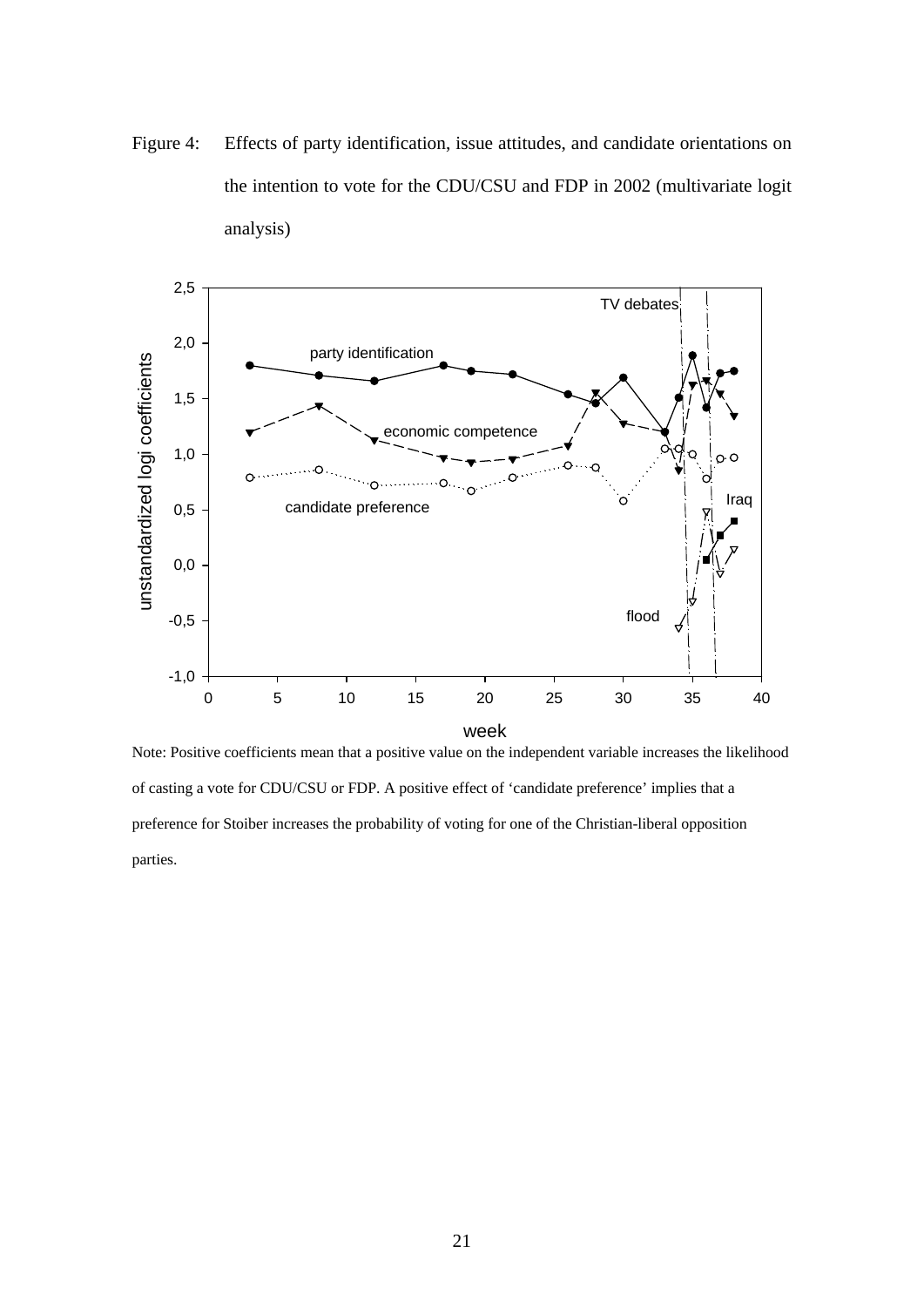Figure 4: Effects of party identification, issue attitudes, and candidate orientations on the intention to vote for the CDU/CSU and FDP in 2002 (multivariate logit analysis)

Note: Positive coefficients mean that a positive value on the independent variable increases the likelihood of casting a vote for CDU/CSU or FDP. A positive effect of 'candidate preference' implies that a preference for Stoiber increases the probability of voting for one of the Christian-liberal opposition parties.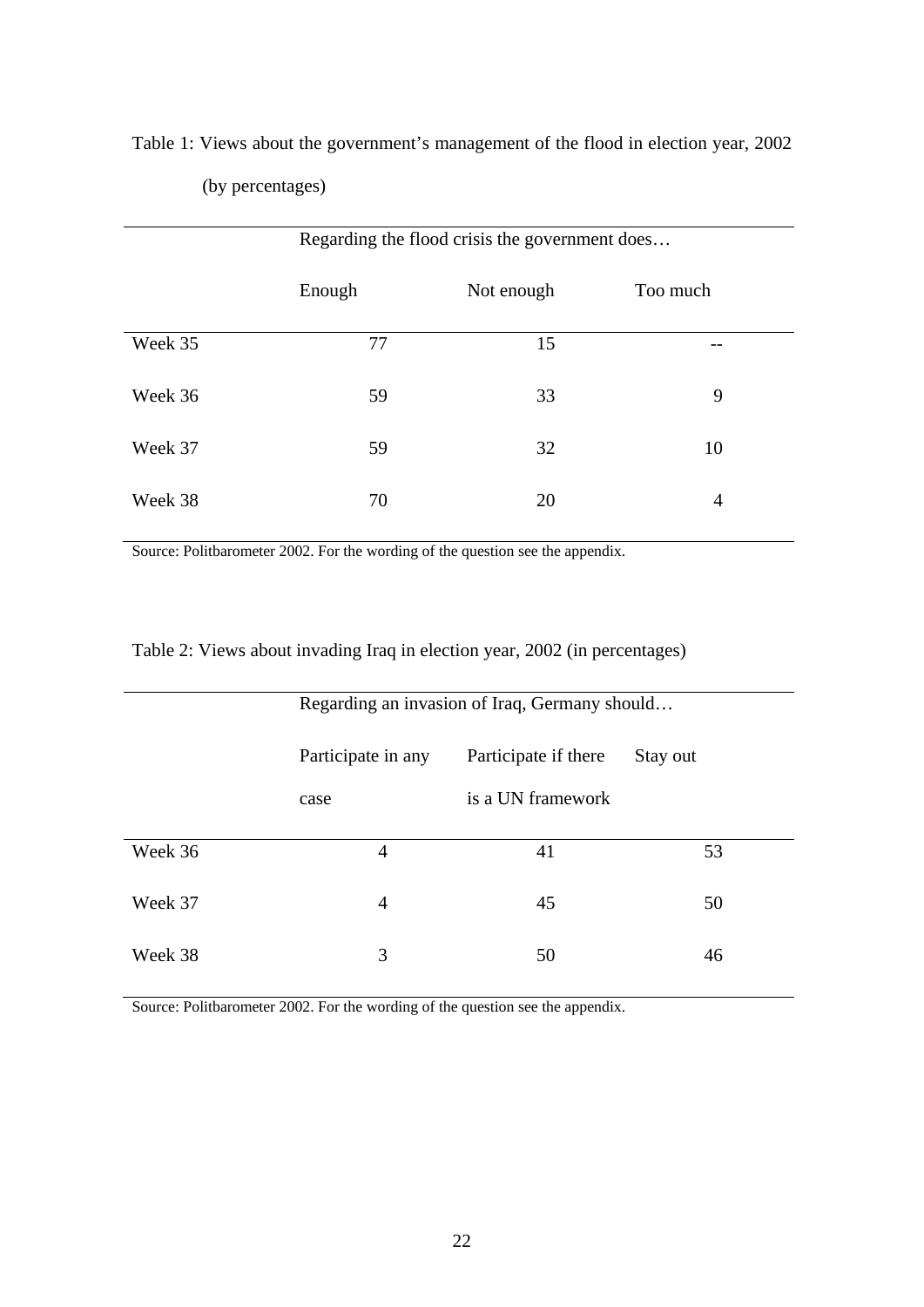Table 1: Views about the government's management of the flood in election year, 2002 (by percentages)

| | Regarding the flood crisis the government does… | | |
|---|---|---|---|
| | Enough | Not enough | Too much |
| Week 35 | 77 | 15 | -- |
| Week 36 | 59 | 33 | 9 |
| Week 37 | 59 | 32 | 10 |
| Week 38 | 70 | 20 | 4 |

Source: Politbarometer 2002. For the wording of the question see the appendix.

Table 2: Views about invading Iraq in election year, 2002 (in percentages)

| | Regarding an invasion of Iraq, Germany should… | | |
|---|---|---|---|
| | Participate in any case | Participate if there is a UN framework | Stay out |
| Week 36 | 4 | 41 | 53 |
| Week 37 | 4 | 45 | 50 |
| Week 38 | 3 | 50 | 46 |

Source: Politbarometer 2002. For the wording of the question see the appendix.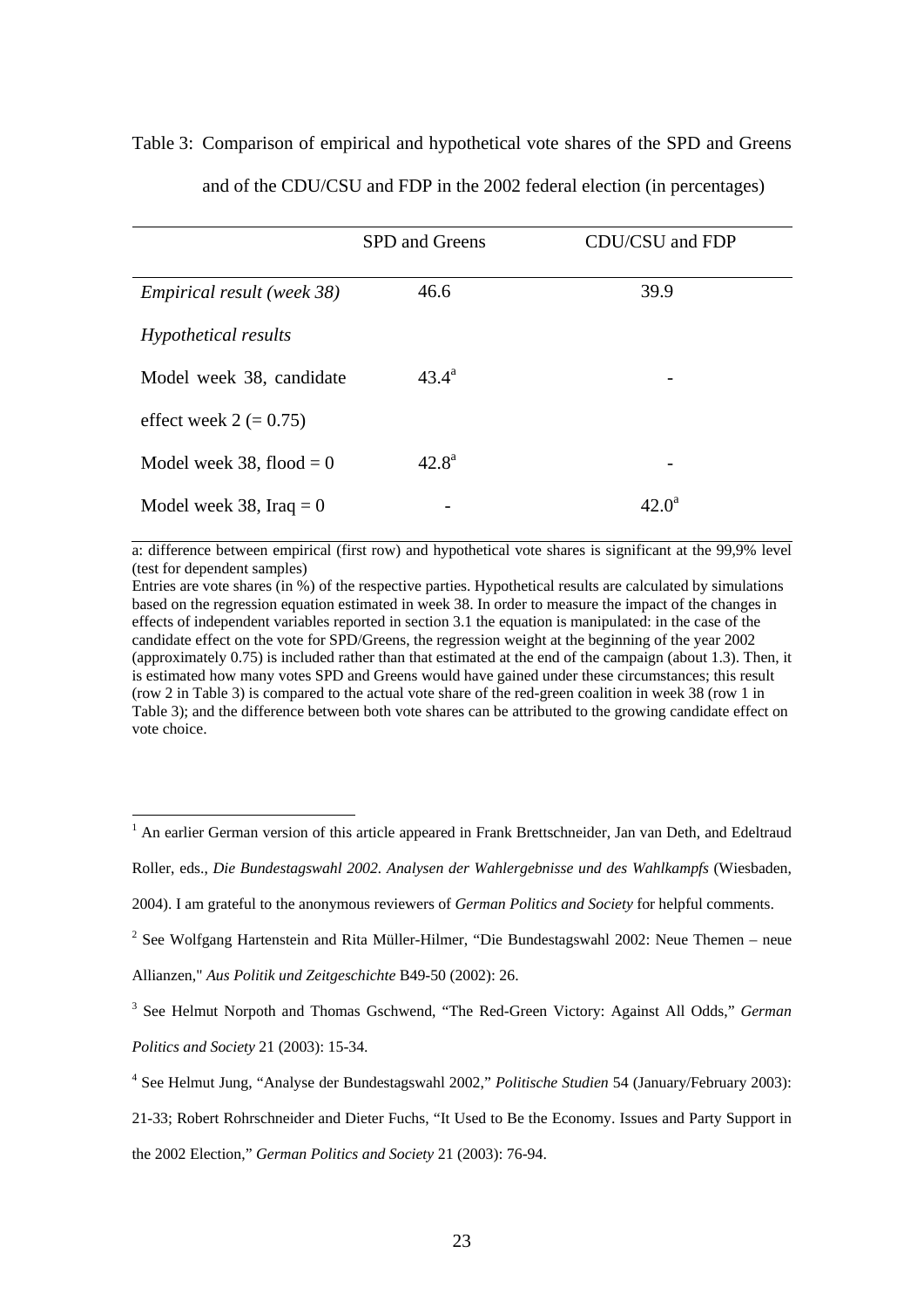Table 3: Comparison of empirical and hypothetical vote shares of the SPD and Greens and of the CDU/CSU and FDP in the 2002 federal election (in percentages)

| | SPD and Greens | CDU/CSU and FDP |
|---|---|---|
| *Empirical result (week 38)* | 46.6 | 39.9 |
| *Hypothetical results* | | |
| Model week 38, candidate effect week 2 (= 0.75) | 43.4[a] | - |
| Model week 38, flood = 0 | 42.8[a] | - |
| Model week 38, Iraq = 0 | - | 42.0[a] |

a: difference between empirical (first row) and hypothetical vote shares is significant at the 99,9% level (test for dependent samples)

Entries are vote shares (in %) of the respective parties. Hypothetical results are calculated by simulations based on the regression equation estimated in week 38. In order to measure the impact of the changes in effects of independent variables reported in section 3.1 the equation is manipulated: in the case of the candidate effect on the vote for SPD/Greens, the regression weight at the beginning of the year 2002 (approximately 0.75) is included rather than that estimated at the end of the campaign (about 1.3). Then, it is estimated how many votes SPD and Greens would have gained under these circumstances; this result (row 2 in Table 3) is compared to the actual vote share of the red-green coalition in week 38 (row 1 in Table 3); and the difference between both vote shares can be attributed to the growing candidate effect on vote choice.

---

[1] An earlier German version of this article appeared in Frank Brettschneider, Jan van Deth, and Edeltraud Roller, eds., *Die Bundestagswahl 2002. Analysen der Wahlergebnisse und des Wahlkampfs* (Wiesbaden, 2004). I am grateful to the anonymous reviewers of *German Politics and Society* for helpful comments.

[2] See Wolfgang Hartenstein and Rita Müller-Hilmer, "Die Bundestagswahl 2002: Neue Themen – neue Allianzen," *Aus Politik und Zeitgeschichte* B49-50 (2002): 26.

[3] See Helmut Norpoth and Thomas Gschwend, "The Red-Green Victory: Against All Odds," *German Politics and Society* 21 (2003): 15-34.

[4] See Helmut Jung, "Analyse der Bundestagswahl 2002," *Politische Studien* 54 (January/February 2003): 21-33; Robert Rohrschneider and Dieter Fuchs, "It Used to Be the Economy. Issues and Party Support in the 2002 Election," *German Politics and Society* 21 (2003): 76-94.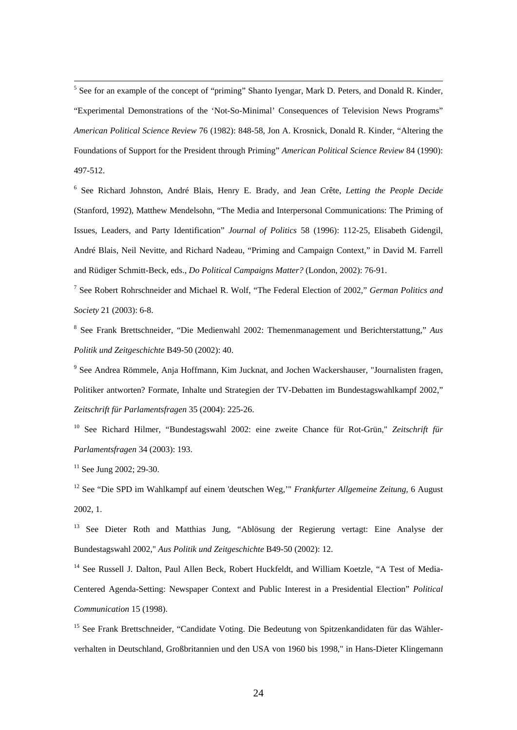[5] See for an example of the concept of "priming" Shanto Iyengar, Mark D. Peters, and Donald R. Kinder, "Experimental Demonstrations of the 'Not-So-Minimal' Consequences of Television News Programs" *American Political Science Review* 76 (1982): 848-58, Jon A. Krosnick, Donald R. Kinder, "Altering the Foundations of Support for the President through Priming" *American Political Science Review* 84 (1990): 497-512.

[6] See Richard Johnston, André Blais, Henry E. Brady, and Jean Crête, *Letting the People Decide* (Stanford, 1992), Matthew Mendelsohn, "The Media and Interpersonal Communications: The Priming of Issues, Leaders, and Party Identification" *Journal of Politics* 58 (1996): 112-25, Elisabeth Gidengil, André Blais, Neil Nevitte, and Richard Nadeau, "Priming and Campaign Context," in David M. Farrell and Rüdiger Schmitt-Beck, eds., *Do Political Campaigns Matter?* (London, 2002): 76-91.

[7] See Robert Rohrschneider and Michael R. Wolf, "The Federal Election of 2002," *German Politics and Society* 21 (2003): 6-8.

[8] See Frank Brettschneider, "Die Medienwahl 2002: Themenmanagement und Berichterstattung," *Aus Politik und Zeitgeschichte* B49-50 (2002): 40.

[9] See Andrea Römmele, Anja Hoffmann, Kim Jucknat, and Jochen Wackershauser, "Journalisten fragen, Politiker antworten? Formate, Inhalte und Strategien der TV-Debatten im Bundestagswahlkampf 2002," *Zeitschrift für Parlamentsfragen* 35 (2004): 225-26.

[10] See Richard Hilmer, "Bundestagswahl 2002: eine zweite Chance für Rot-Grün," *Zeitschrift für Parlamentsfragen* 34 (2003): 193.

[11] See Jung 2002; 29-30.

[12] See "Die SPD im Wahlkampf auf einem 'deutschen Weg,'" *Frankfurter Allgemeine Zeitung,* 6 August 2002, 1.

[13] See Dieter Roth and Matthias Jung, "Ablösung der Regierung vertagt: Eine Analyse der Bundestagswahl 2002," *Aus Politik und Zeitgeschichte* B49-50 (2002): 12.

[14] See Russell J. Dalton, Paul Allen Beck, Robert Huckfeldt, and William Koetzle, "A Test of Media-Centered Agenda-Setting: Newspaper Context and Public Interest in a Presidential Election" *Political Communication* 15 (1998).

[15] See Frank Brettschneider, "Candidate Voting. Die Bedeutung von Spitzenkandidaten für das Wählerverhalten in Deutschland, Großbritannien und den USA von 1960 bis 1998," in Hans-Dieter Klingemann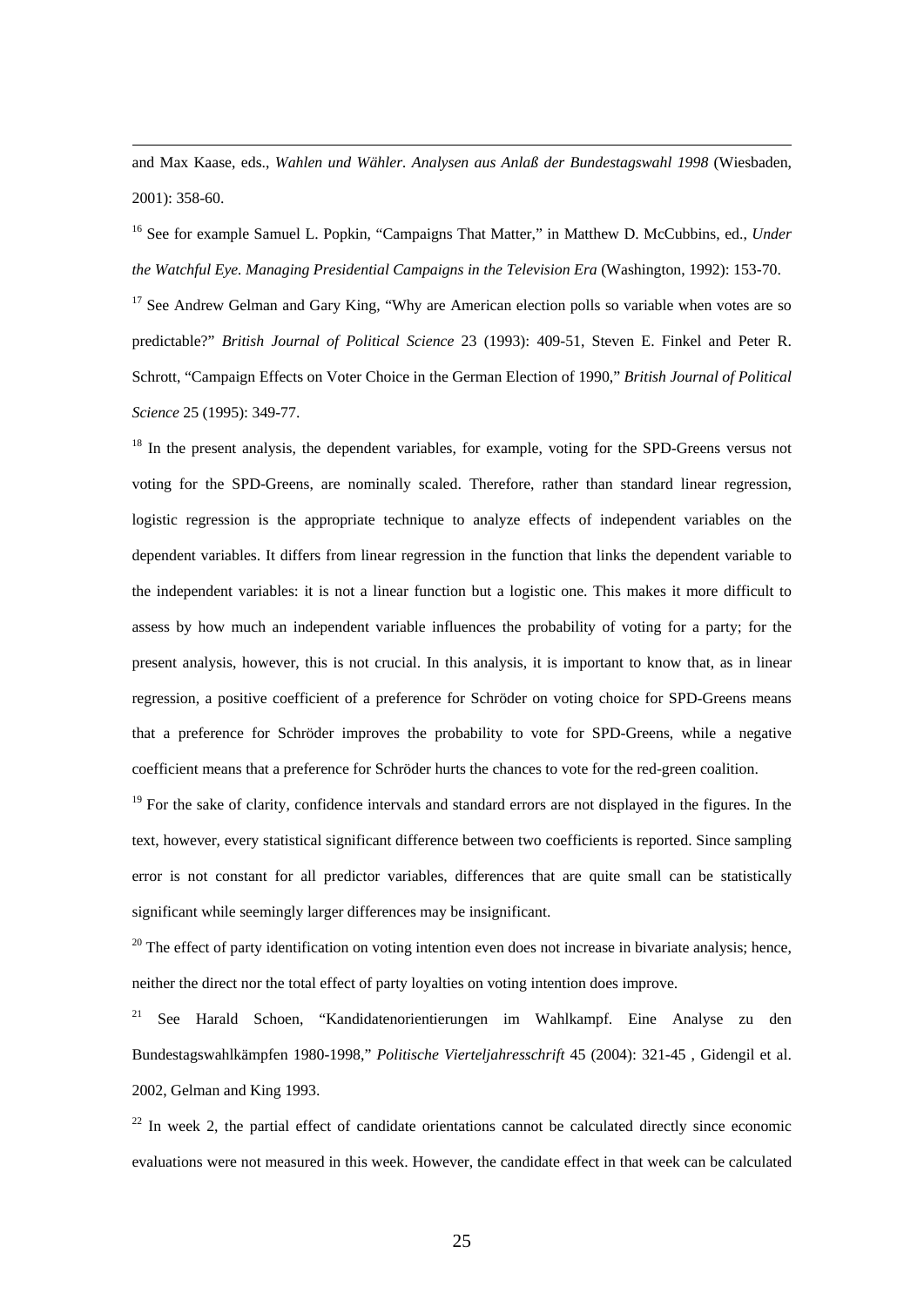and Max Kaase, eds., *Wahlen und Wähler. Analysen aus Anlaß der Bundestagswahl 1998* (Wiesbaden, 2001): 358-60.

[16] See for example Samuel L. Popkin, "Campaigns That Matter," in Matthew D. McCubbins, ed., *Under the Watchful Eye. Managing Presidential Campaigns in the Television Era* (Washington, 1992): 153-70.

[17] See Andrew Gelman and Gary King, "Why are American election polls so variable when votes are so predictable?" *British Journal of Political Science* 23 (1993): 409-51, Steven E. Finkel and Peter R. Schrott, "Campaign Effects on Voter Choice in the German Election of 1990," *British Journal of Political Science* 25 (1995): 349-77.

[18] In the present analysis, the dependent variables, for example, voting for the SPD-Greens versus not voting for the SPD-Greens, are nominally scaled. Therefore, rather than standard linear regression, logistic regression is the appropriate technique to analyze effects of independent variables on the dependent variables. It differs from linear regression in the function that links the dependent variable to the independent variables: it is not a linear function but a logistic one. This makes it more difficult to assess by how much an independent variable influences the probability of voting for a party; for the present analysis, however, this is not crucial. In this analysis, it is important to know that, as in linear regression, a positive coefficient of a preference for Schröder on voting choice for SPD-Greens means that a preference for Schröder improves the probability to vote for SPD-Greens, while a negative coefficient means that a preference for Schröder hurts the chances to vote for the red-green coalition.

[19] For the sake of clarity, confidence intervals and standard errors are not displayed in the figures. In the text, however, every statistical significant difference between two coefficients is reported. Since sampling error is not constant for all predictor variables, differences that are quite small can be statistically significant while seemingly larger differences may be insignificant.

[20] The effect of party identification on voting intention even does not increase in bivariate analysis; hence, neither the direct nor the total effect of party loyalties on voting intention does improve.

[21] See Harald Schoen, "Kandidatenorientierungen im Wahlkampf. Eine Analyse zu den Bundestagswahlkämpfen 1980-1998," *Politische Vierteljahresschrift* 45 (2004): 321-45 , Gidengil et al. 2002, Gelman and King 1993.

[22] In week 2, the partial effect of candidate orientations cannot be calculated directly since economic evaluations were not measured in this week. However, the candidate effect in that week can be calculated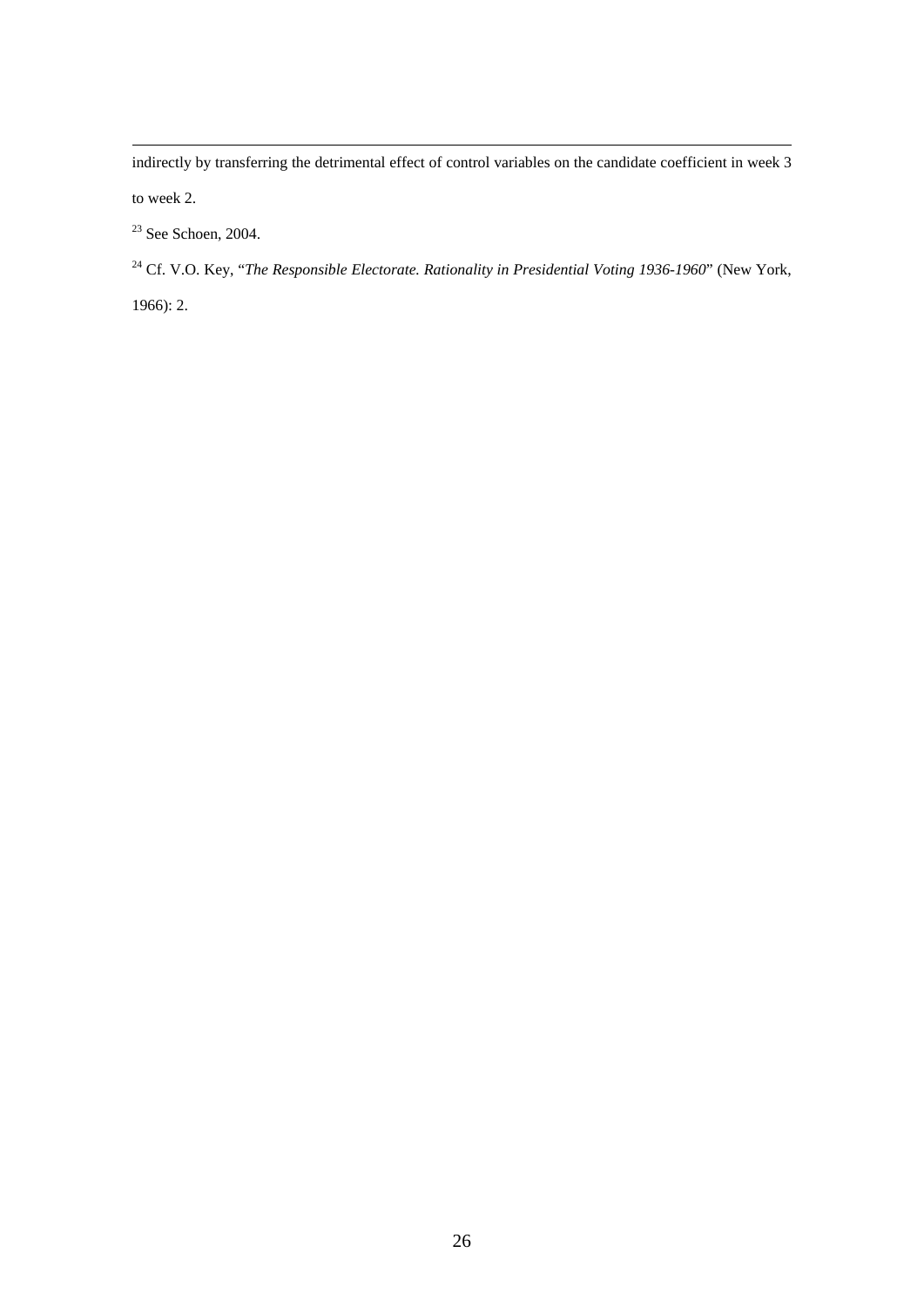indirectly by transferring the detrimental effect of control variables on the candidate coefficient in week 3 to week 2.

[23] See Schoen, 2004.

[24] Cf. V.O. Key, "*The Responsible Electorate. Rationality in Presidential Voting 1936-1960*" (New York, 1966): 2.